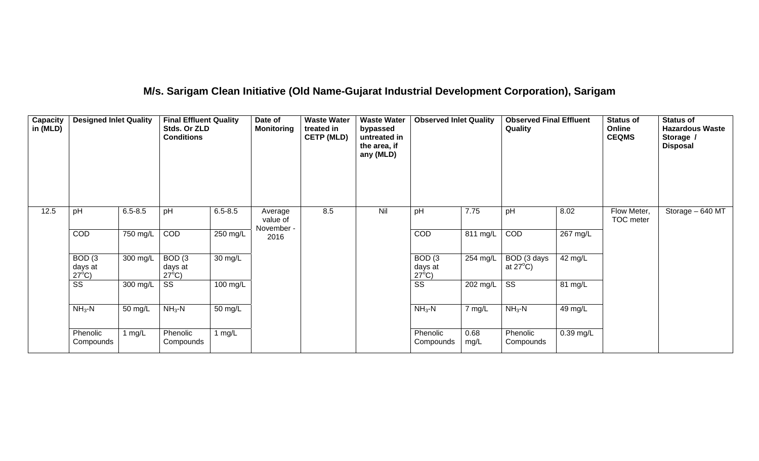# M/s. Sarigam Clean Initiative (Old Name-Gujarat Industrial Development Corporation), Sarigam

| Capacity in (MLD) | Designed Inlet Quality | | Final Effluent Quality Stds. Or ZLD Conditions | | Date of Monitoring | Waste Water treated in CETP (MLD) | Waste Water bypassed untreated in the area, if any (MLD) | Observed Inlet Quality | | Observed Final Effluent Quality | | Status of Online CEQMS | Status of Hazardous Waste Storage / Disposal |
|---|---|---|---|---|---|---|---|---|---|---|---|---|---|
| 12.5 | pH | 6.5-8.5 | pH | 6.5-8.5 | Average value of November - 2016 | 8.5 | Nil | pH | 7.75 | pH | 8.02 | Flow Meter, TOC meter | Storage – 640 MT |
| | COD | 750 mg/L | COD | 250 mg/L | | | | COD | 811 mg/L | COD | 267 mg/L | | |
| | BOD (3 days at 27°C) | 300 mg/L | BOD (3 days at 27°C) | 30 mg/L | | | | BOD (3 days at 27°C) | 254 mg/L | BOD (3 days at 27°C) | 42 mg/L | | |
| | SS | 300 mg/L | SS | 100 mg/L | | | | SS | 202 mg/L | SS | 81 mg/L | | |
| | $NH_3$-N | 50 mg/L | $NH_3$-N | 50 mg/L | | | | $NH_3$-N | 7 mg/L | $NH_3$-N | 49 mg/L | | |
| | Phenolic Compounds | 1 mg/L | Phenolic Compounds | 1 mg/L | | | | Phenolic Compounds | 0.68 mg/L | Phenolic Compounds | 0.39 mg/L | | |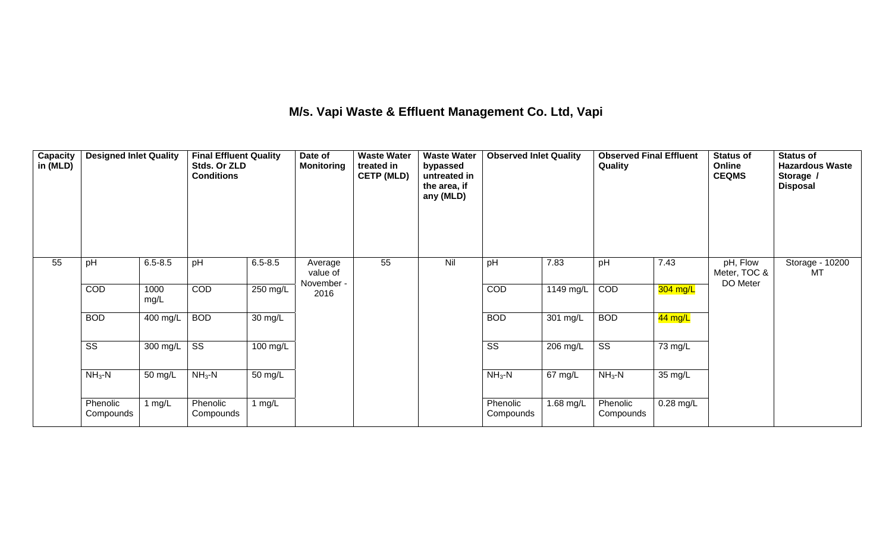# M/s. Vapi Waste & Effluent Management Co. Ltd, Vapi

| Capacity in (MLD) | Designed Inlet Quality | | Final Effluent Quality Stds. Or ZLD Conditions | | Date of Monitoring | Waste Water treated in CETP (MLD) | Waste Water bypassed untreated in the area, if any (MLD) | Observed Inlet Quality | | Observed Final Effluent Quality | | Status of Online CEQMS | Status of Hazardous Waste Storage / Disposal |
|---|---|---|---|---|---|---|---|---|---|---|---|---|---|
| 55 | pH | 6.5-8.5 | pH | 6.5-8.5 | Average value of November - 2016 | 55 | Nil | pH | 7.83 | pH | 7.43 | pH, Flow Meter, TOC & DO Meter | Storage - 10200 MT |
| | COD | 1000 mg/L | COD | 250 mg/L | | | | COD | 1149 mg/L | COD | 304 mg/L | | |
| | BOD | 400 mg/L | BOD | 30 mg/L | | | | BOD | 301 mg/L | BOD | 44 mg/L | | |
| | SS | 300 mg/L | SS | 100 mg/L | | | | SS | 206 mg/L | SS | 73 mg/L | | |
| | $NH_3$-N | 50 mg/L | $NH_3$-N | 50 mg/L | | | | $NH_3$-N | 67 mg/L | $NH_3$-N | 35 mg/L | | |
| | Phenolic Compounds | 1 mg/L | Phenolic Compounds | 1 mg/L | | | | Phenolic Compounds | 1.68 mg/L | Phenolic Compounds | 0.28 mg/L | | |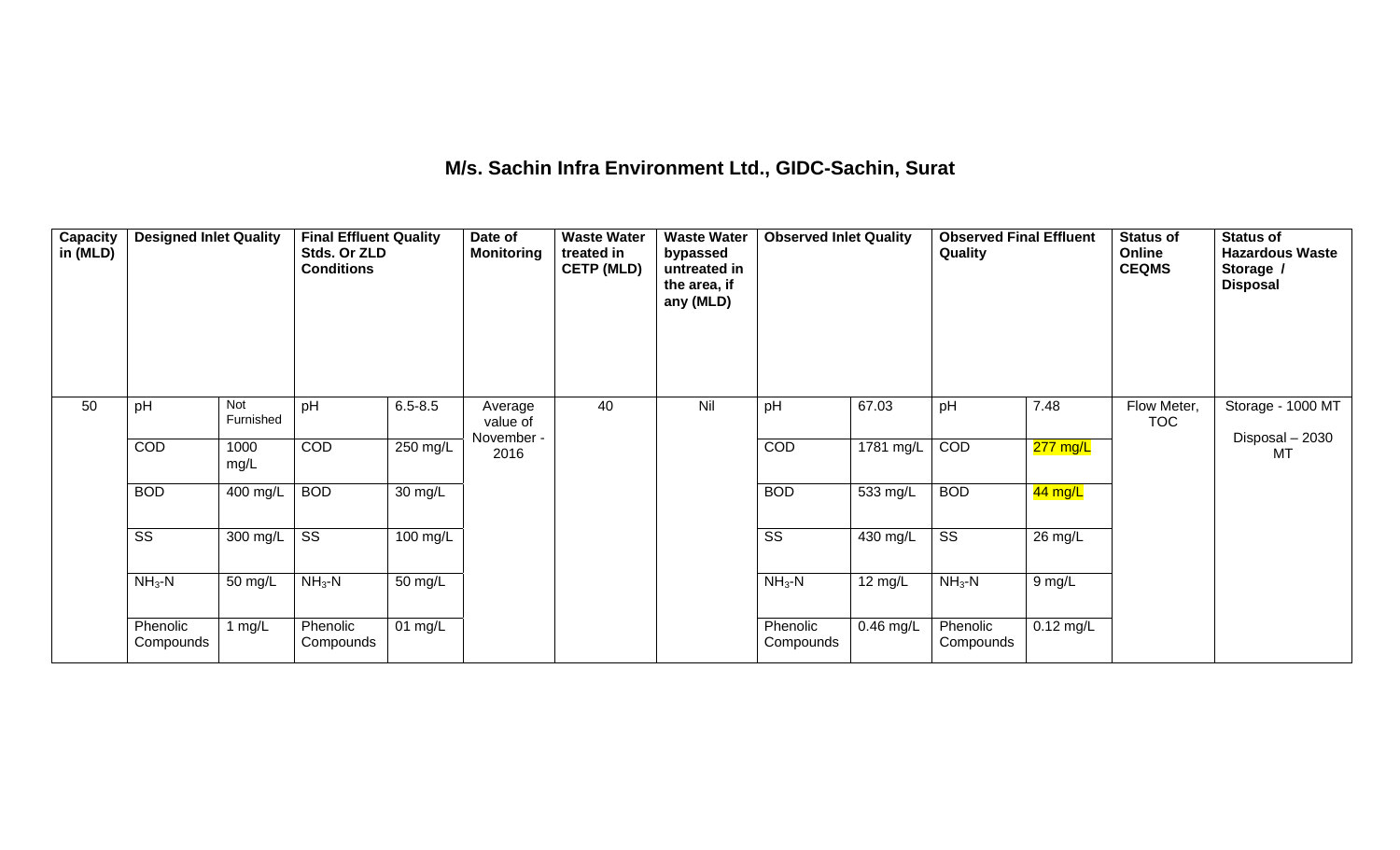# M/s. Sachin Infra Environment Ltd., GIDC-Sachin, Surat

| Capacity in (MLD) | Designed Inlet Quality | | Final Effluent Quality Stds. Or ZLD Conditions | | Date of Monitoring | Waste Water treated in CETP (MLD) | Waste Water bypassed untreated in the area, if any (MLD) | Observed Inlet Quality | | Observed Final Effluent Quality | | Status of Online CEQMS | Status of Hazardous Waste Storage / Disposal |
|---|---|---|---|---|---|---|---|---|---|---|---|---|---|
| 50 | pH | Not Furnished | pH | 6.5-8.5 | Average value of November - 2016 | 40 | Nil | pH | 67.03 | pH | 7.48 | Flow Meter, TOC | Storage - 1000 MT<br>Disposal – 2030 MT |
| | COD | 1000 mg/L | COD | 250 mg/L | | | | COD | 1781 mg/L | COD | 277 mg/L | | |
| | BOD | 400 mg/L | BOD | 30 mg/L | | | | BOD | 533 mg/L | BOD | 44 mg/L | | |
| | SS | 300 mg/L | SS | 100 mg/L | | | | SS | 430 mg/L | SS | 26 mg/L | | |
| | $NH_3$-N | 50 mg/L | $NH_3$-N | 50 mg/L | | | | $NH_3$-N | 12 mg/L | $NH_3$-N | 9 mg/L | | |
| | Phenolic Compounds | 1 mg/L | Phenolic Compounds | 01 mg/L | | | | Phenolic Compounds | 0.46 mg/L | Phenolic Compounds | 0.12 mg/L | | |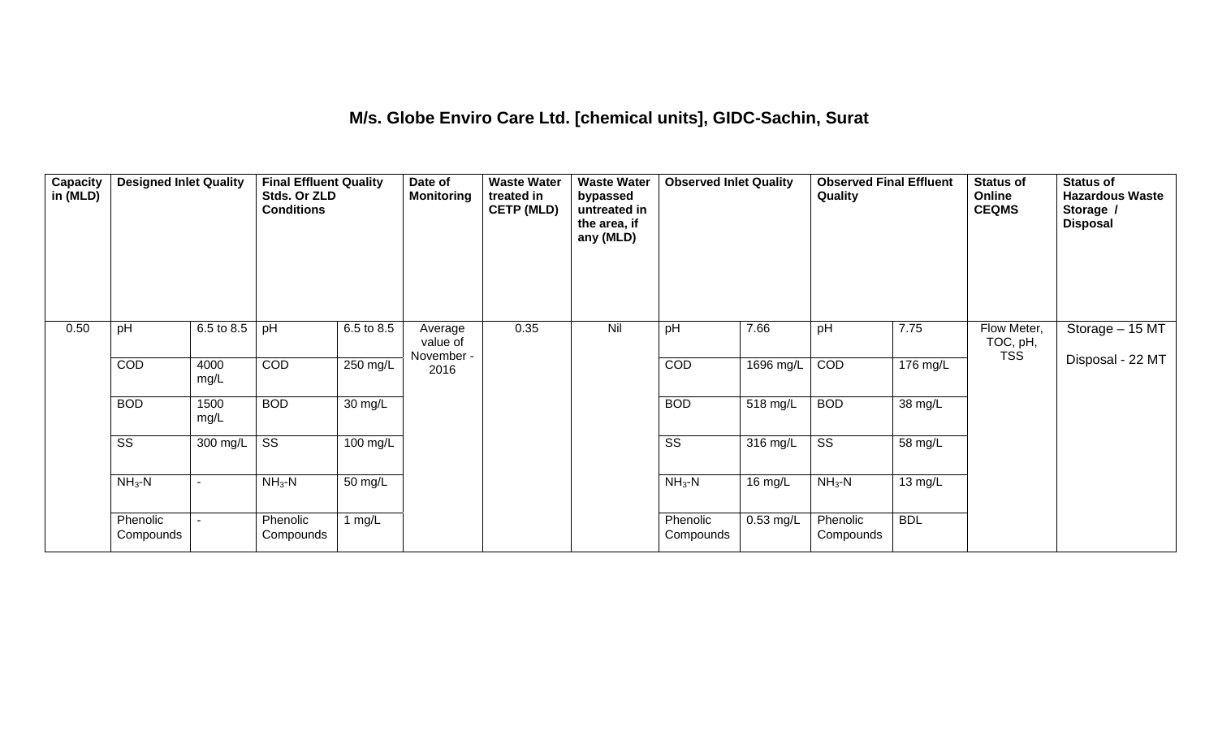# M/s. Globe Enviro Care Ltd. [chemical units], GIDC-Sachin, Surat

| Capacity in (MLD) | Designed Inlet Quality | | Final Effluent Quality Stds. Or ZLD Conditions | | Date of Monitoring | Waste Water treated in CETP (MLD) | Waste Water bypassed untreated in the area, if any (MLD) | Observed Inlet Quality | | Observed Final Effluent Quality | | Status of Online CEQMS | Status of Hazardous Waste Storage / Disposal |
|---|---|---|---|---|---|---|---|---|---|---|---|---|---|
| 0.50 | pH | 6.5 to 8.5 | pH | 6.5 to 8.5 | Average value of November - 2016 | 0.35 | Nil | pH | 7.66 | pH | 7.75 | Flow Meter, TOC, pH, TSS | Storage – 15 MT<br>Disposal - 22 MT |
| | COD | 4000 mg/L | COD | 250 mg/L | | | | COD | 1696 mg/L | COD | 176 mg/L | | |
| | BOD | 1500 mg/L | BOD | 30 mg/L | | | | BOD | 518 mg/L | BOD | 38 mg/L | | |
| | SS | 300 mg/L | SS | 100 mg/L | | | | SS | 316 mg/L | SS | 58 mg/L | | |
| | $NH_3$-N | - | $NH_3$-N | 50 mg/L | | | | $NH_3$-N | 16 mg/L | $NH_3$-N | 13 mg/L | | |
| | Phenolic Compounds | - | Phenolic Compounds | 1 mg/L | | | | Phenolic Compounds | 0.53 mg/L | Phenolic Compounds | BDL | | |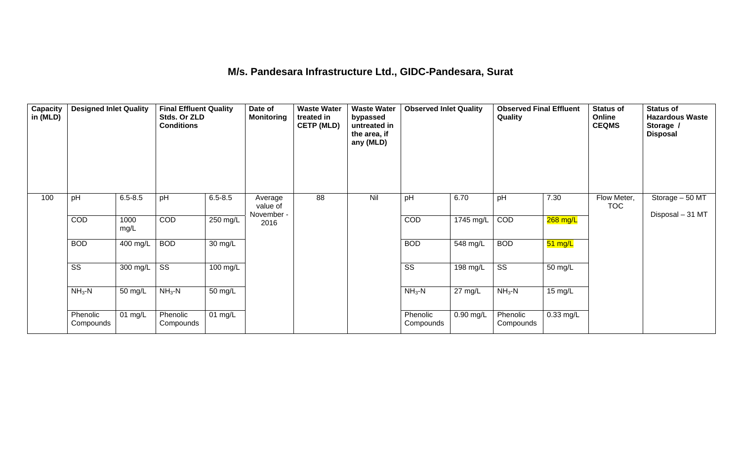# M/s. Pandesara Infrastructure Ltd., GIDC-Pandesara, Surat

| Capacity in (MLD) | Designed Inlet Quality | | Final Effluent Quality Stds. Or ZLD Conditions | | Date of Monitoring | Waste Water treated in CETP (MLD) | Waste Water bypassed untreated in the area, if any (MLD) | Observed Inlet Quality | | Observed Final Effluent Quality | | Status of Online CEQMS | Status of Hazardous Waste Storage / Disposal |
|---|---|---|---|---|---|---|---|---|---|---|---|---|---|
| 100 | pH | 6.5-8.5 | pH | 6.5-8.5 | Average value of November - 2016 | 88 | Nil | pH | 6.70 | pH | 7.30 | Flow Meter, TOC | Storage – 50 MT<br>Disposal – 31 MT |
| | COD | 1000 mg/L | COD | 250 mg/L | | | | COD | 1745 mg/L | COD | 268 mg/L | | |
| | BOD | 400 mg/L | BOD | 30 mg/L | | | | BOD | 548 mg/L | BOD | 51 mg/L | | |
| | SS | 300 mg/L | SS | 100 mg/L | | | | SS | 198 mg/L | SS | 50 mg/L | | |
| | $NH_3$-N | 50 mg/L | $NH_3$-N | 50 mg/L | | | | $NH_3$-N | 27 mg/L | $NH_3$-N | 15 mg/L | | |
| | Phenolic Compounds | 01 mg/L | Phenolic Compounds | 01 mg/L | | | | Phenolic Compounds | 0.90 mg/L | Phenolic Compounds | 0.33 mg/L | | |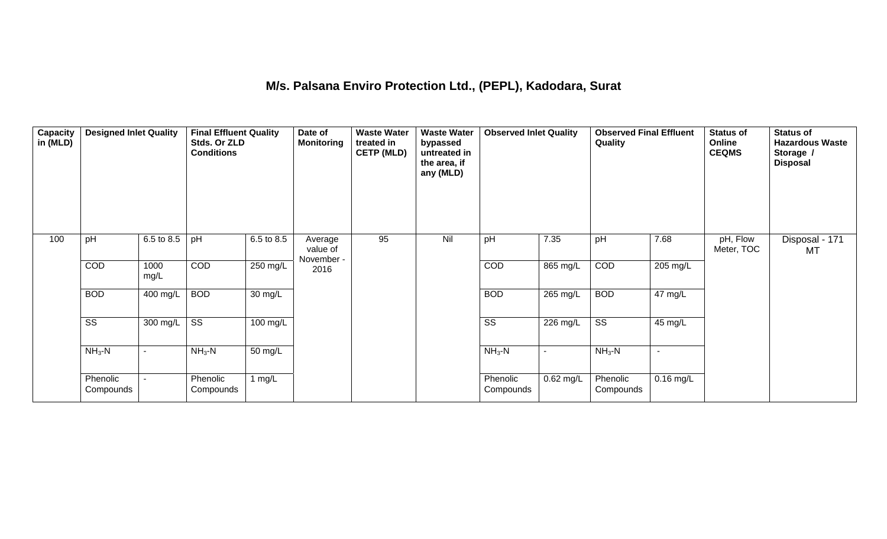## M/s. Palsana Enviro Protection Ltd., (PEPL), Kadodara, Surat

| Capacity in (MLD) | Designed Inlet Quality | | Final Effluent Quality Stds. Or ZLD Conditions | | Date of Monitoring | Waste Water treated in CETP (MLD) | Waste Water bypassed untreated in the area, if any (MLD) | Observed Inlet Quality | | Observed Final Effluent Quality | | Status of Online CEQMS | Status of Hazardous Waste Storage / Disposal |
|---|---|---|---|---|---|---|---|---|---|---|---|---|---|
| 100 | pH | 6.5 to 8.5 | pH | 6.5 to 8.5 | Average value of November - 2016 | 95 | Nil | pH | 7.35 | pH | 7.68 | pH, Flow Meter, TOC | Disposal - 171 MT |
| | COD | 1000 mg/L | COD | 250 mg/L | | | | COD | 865 mg/L | COD | 205 mg/L | | |
| | BOD | 400 mg/L | BOD | 30 mg/L | | | | BOD | 265 mg/L | BOD | 47 mg/L | | |
| | SS | 300 mg/L | SS | 100 mg/L | | | | SS | 226 mg/L | SS | 45 mg/L | | |
| | $NH_3$-N | - | $NH_3$-N | 50 mg/L | | | | $NH_3$-N | - | $NH_3$-N | - | | |
| | Phenolic Compounds | - | Phenolic Compounds | 1 mg/L | | | | Phenolic Compounds | 0.62 mg/L | Phenolic Compounds | 0.16 mg/L | | |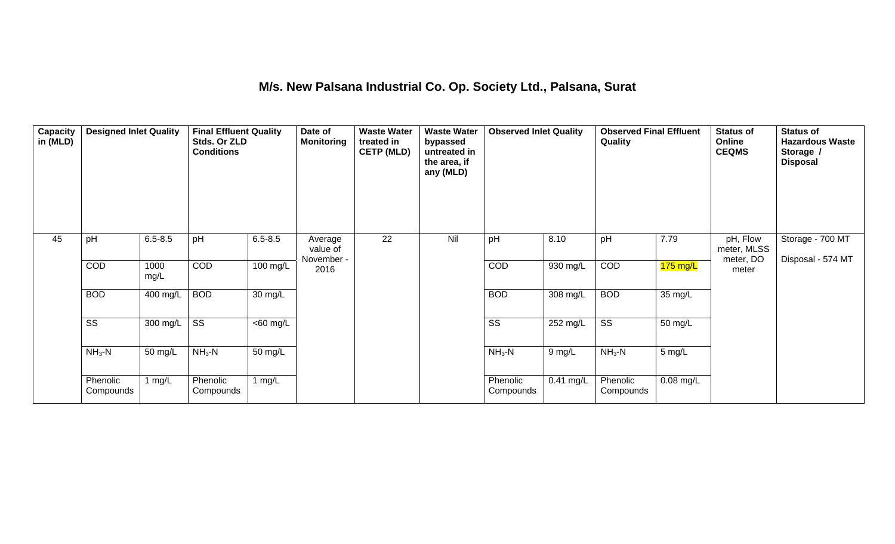## M/s. New Palsana Industrial Co. Op. Society Ltd., Palsana, Surat

| Capacity in (MLD) | Designed Inlet Quality | | Final Effluent Quality Stds. Or ZLD Conditions | | Date of Monitoring | Waste Water treated in CETP (MLD) | Waste Water bypassed untreated in the area, if any (MLD) | Observed Inlet Quality | | Observed Final Effluent Quality | | Status of Online CEQMS | Status of Hazardous Waste Storage / Disposal |
|---|---|---|---|---|---|---|---|---|---|---|---|---|---|
| 45 | pH | 6.5-8.5 | pH | 6.5-8.5 | Average value of November - 2016 | 22 | Nil | pH | 8.10 | pH | 7.79 | pH, Flow meter, MLSS meter, DO meter | Storage - 700 MT<br>Disposal - 574 MT |
| | COD | 1000 mg/L | COD | 100 mg/L | | | | COD | 930 mg/L | COD | 175 mg/L | | |
| | BOD | 400 mg/L | BOD | 30 mg/L | | | | BOD | 308 mg/L | BOD | 35 mg/L | | |
| | SS | 300 mg/L | SS | <60 mg/L | | | | SS | 252 mg/L | SS | 50 mg/L | | |
| | $NH_3$-N | 50 mg/L | $NH_3$-N | 50 mg/L | | | | $NH_3$-N | 9 mg/L | $NH_3$-N | 5 mg/L | | |
| | Phenolic Compounds | 1 mg/L | Phenolic Compounds | 1 mg/L | | | | Phenolic Compounds | 0.41 mg/L | Phenolic Compounds | 0.08 mg/L | | |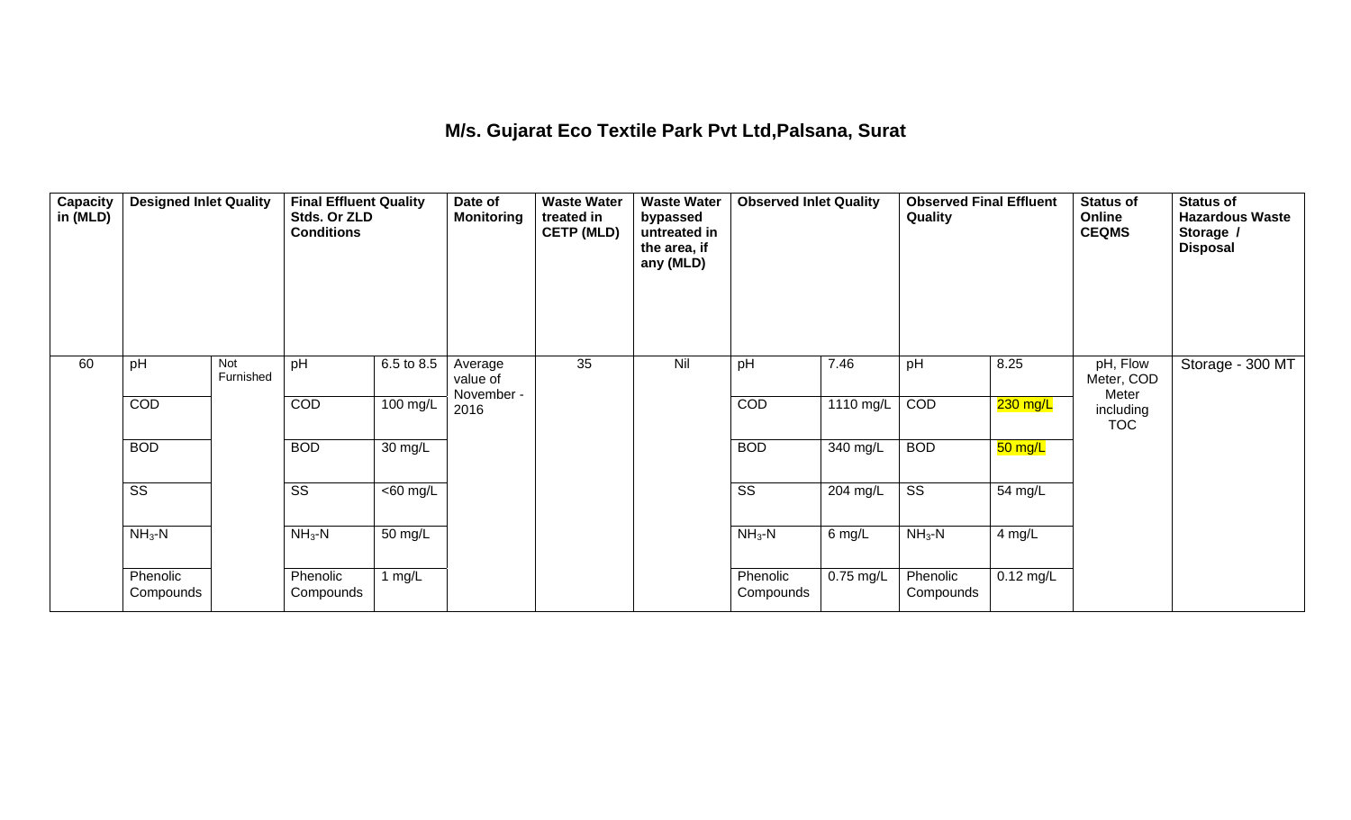# M/s. Gujarat Eco Textile Park Pvt Ltd,Palsana, Surat

| Capacity in (MLD) | Designed Inlet Quality | | Final Effluent Quality Stds. Or ZLD Conditions | | Date of Monitoring | Waste Water treated in CETP (MLD) | Waste Water bypassed untreated in the area, if any (MLD) | Observed Inlet Quality | | Observed Final Effluent Quality | | Status of Online CEQMS | Status of Hazardous Waste Storage / Disposal |
|---|---|---|---|---|---|---|---|---|---|---|---|---|---|
| 60 | pH | Not Furnished | pH | 6.5 to 8.5 | Average value of November - 2016 | 35 | Nil | pH | 7.46 | pH | 8.25 | pH, Flow Meter, COD Meter including TOC | Storage - 300 MT |
| | COD | | COD | 100 mg/L | | | | COD | 1110 mg/L | COD | 230 mg/L | | |
| | BOD | | BOD | 30 mg/L | | | | BOD | 340 mg/L | BOD | 50 mg/L | | |
| | SS | | SS | <60 mg/L | | | | SS | 204 mg/L | SS | 54 mg/L | | |
| | $NH_3$-N | | $NH_3$-N | 50 mg/L | | | | $NH_3$-N | 6 mg/L | $NH_3$-N | 4 mg/L | | |
| | Phenolic Compounds | | Phenolic Compounds | 1 mg/L | | | | Phenolic Compounds | 0.75 mg/L | Phenolic Compounds | 0.12 mg/L | | |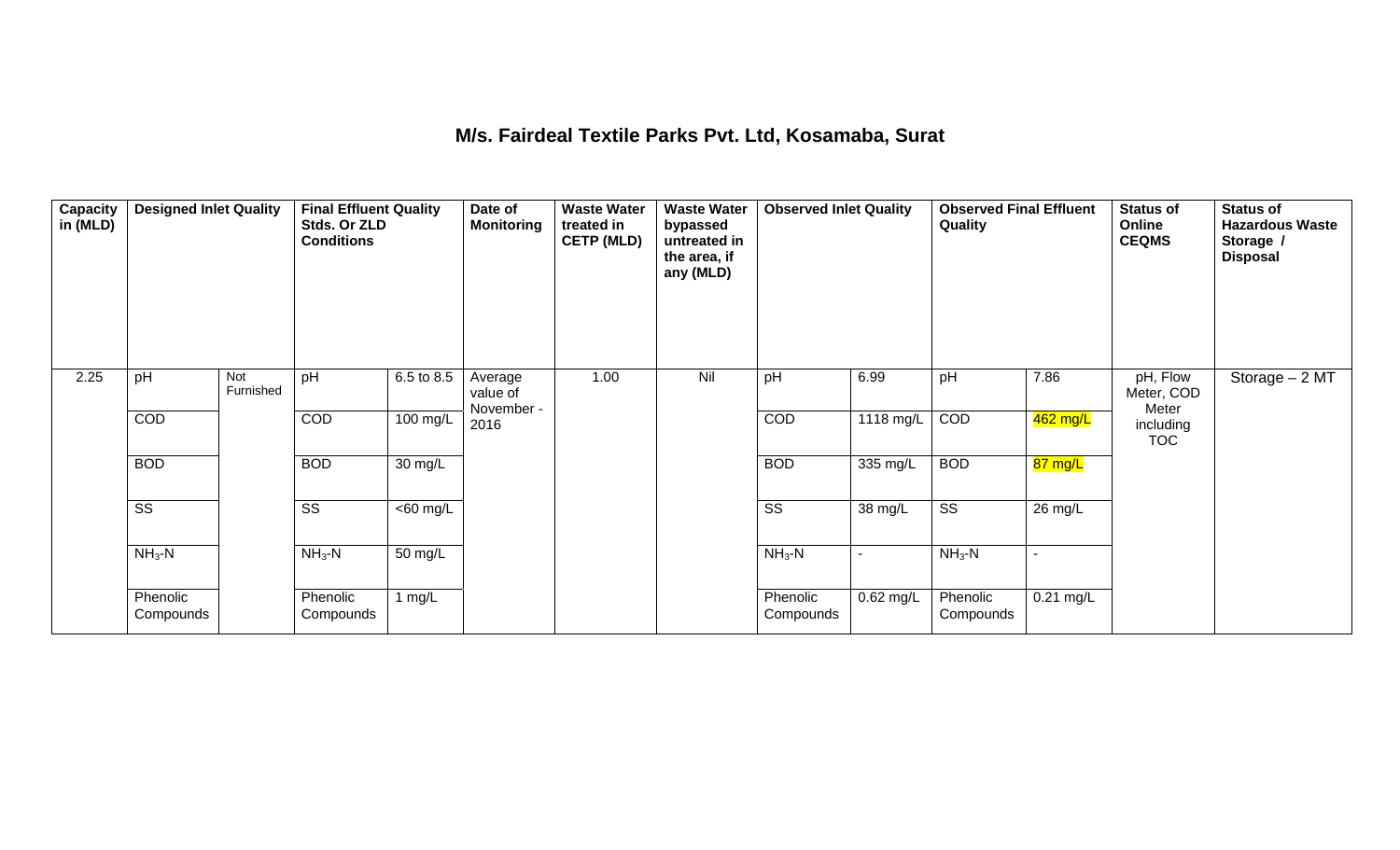## M/s. Fairdeal Textile Parks Pvt. Ltd, Kosamaba, Surat

| Capacity in (MLD) | Designed Inlet Quality | | Final Effluent Quality Stds. Or ZLD Conditions | | Date of Monitoring | Waste Water treated in CETP (MLD) | Waste Water bypassed untreated in the area, if any (MLD) | Observed Inlet Quality | | Observed Final Effluent Quality | | Status of Online CEQMS | Status of Hazardous Waste Storage / Disposal |
|---|---|---|---|---|---|---|---|---|---|---|---|---|---|
| 2.25 | pH | Not Furnished | pH | 6.5 to 8.5 | Average value of November - 2016 | 1.00 | Nil | pH | 6.99 | pH | 7.86 | pH, Flow Meter, COD Meter including TOC | Storage – 2 MT |
| | COD | | COD | 100 mg/L | | | | COD | 1118 mg/L | COD | 462 mg/L | | |
| | BOD | | BOD | 30 mg/L | | | | BOD | 335 mg/L | BOD | 87 mg/L | | |
| | SS | | SS | <60 mg/L | | | | SS | 38 mg/L | SS | 26 mg/L | | |
| | $NH_3$-N | | $NH_3$-N | 50 mg/L | | | | $NH_3$-N | - | $NH_3$-N | - | | |
| | Phenolic Compounds | | Phenolic Compounds | 1 mg/L | | | | Phenolic Compounds | 0.62 mg/L | Phenolic Compounds | 0.21 mg/L | | |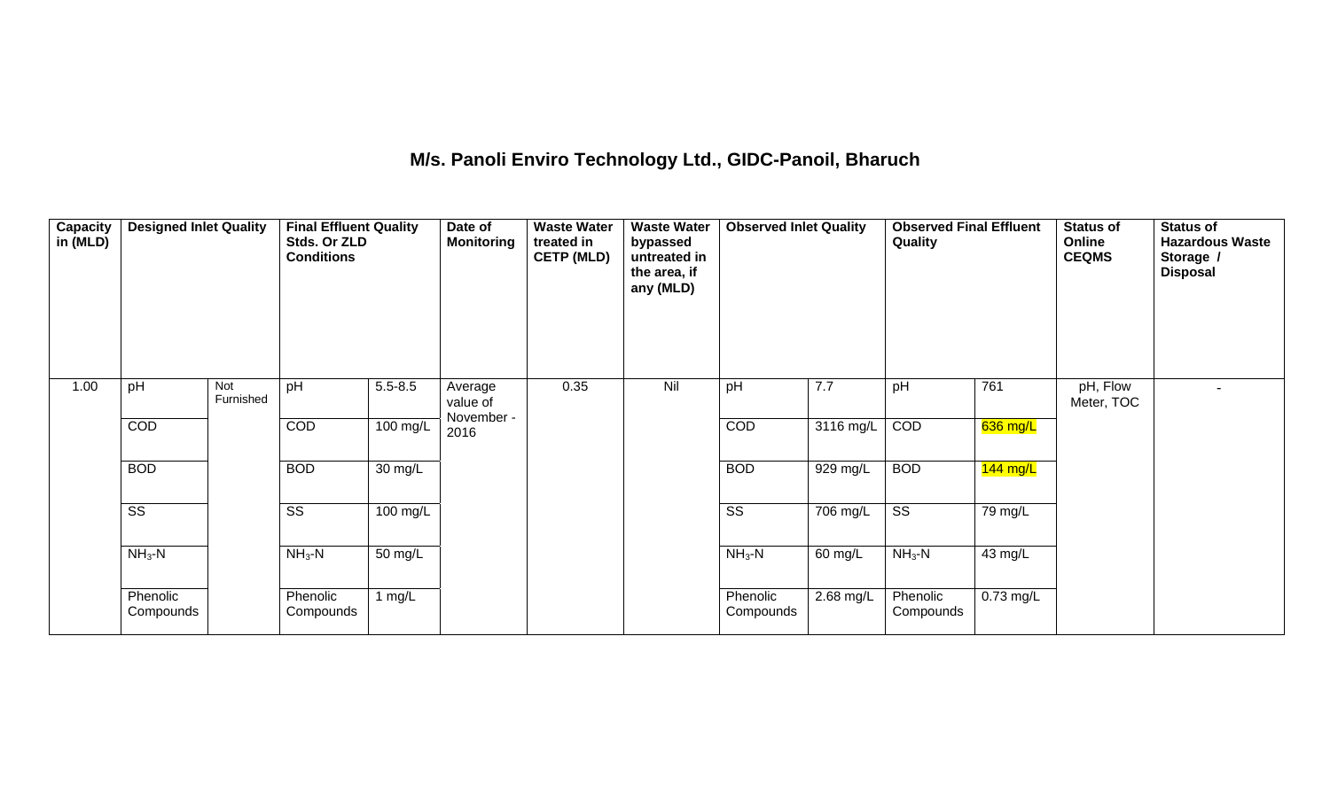## M/s. Panoli Enviro Technology Ltd., GIDC-Panoil, Bharuch

| Capacity in (MLD) | Designed Inlet Quality | | Final Effluent Quality Stds. Or ZLD Conditions | | Date of Monitoring | Waste Water treated in CETP (MLD) | Waste Water bypassed untreated in the area, if any (MLD) | Observed Inlet Quality | | Observed Final Effluent Quality | | Status of Online CEQMS | Status of Hazardous Waste Storage / Disposal |
|---|---|---|---|---|---|---|---|---|---|---|---|---|---|
| 1.00 | pH | Not Furnished | pH | 5.5-8.5 | Average value of November - 2016 | 0.35 | Nil | pH | 7.7 | pH | 761 | pH, Flow Meter, TOC | - |
| | COD | | COD | 100 mg/L | | | | COD | 3116 mg/L | COD | 636 mg/L | | |
| | BOD | | BOD | 30 mg/L | | | | BOD | 929 mg/L | BOD | 144 mg/L | | |
| | SS | | SS | 100 mg/L | | | | SS | 706 mg/L | SS | 79 mg/L | | |
| | $NH_3$-N | | $NH_3$-N | 50 mg/L | | | | $NH_3$-N | 60 mg/L | $NH_3$-N | 43 mg/L | | |
| | Phenolic Compounds | | Phenolic Compounds | 1 mg/L | | | | Phenolic Compounds | 2.68 mg/L | Phenolic Compounds | 0.73 mg/L | | |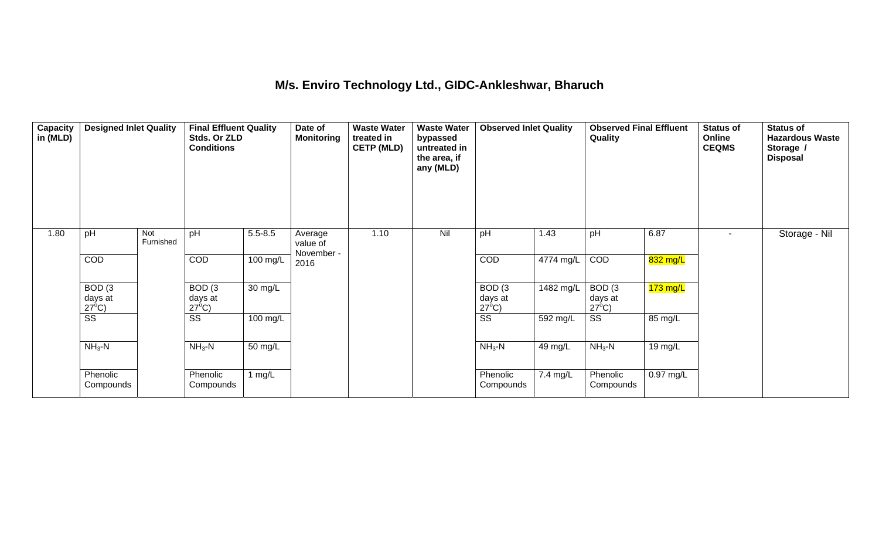## M/s. Enviro Technology Ltd., GIDC-Ankleshwar, Bharuch

| Capacity in (MLD) | Designed Inlet Quality | | Final Effluent Quality Stds. Or ZLD Conditions | | Date of Monitoring | Waste Water treated in CETP (MLD) | Waste Water bypassed untreated in the area, if any (MLD) | Observed Inlet Quality | | Observed Final Effluent Quality | | Status of Online CEQMS | Status of Hazardous Waste Storage / Disposal |
|---|---|---|---|---|---|---|---|---|---|---|---|---|---|
| 1.80 | pH | Not Furnished | pH | 5.5-8.5 | Average value of November - 2016 | 1.10 | Nil | pH | 1.43 | pH | 6.87 | - | Storage - Nil |
| | COD | | COD | 100 mg/L | | | | COD | 4774 mg/L | COD | 832 mg/L | | |
| | BOD (3 days at 27°C) | | BOD (3 days at 27°C) | 30 mg/L | | | | BOD (3 days at 27°C) | 1482 mg/L | BOD (3 days at 27°C) | 173 mg/L | | |
| | SS | | SS | 100 mg/L | | | | SS | 592 mg/L | SS | 85 mg/L | | |
| | $NH_3$-N | | $NH_3$-N | 50 mg/L | | | | $NH_3$-N | 49 mg/L | $NH_3$-N | 19 mg/L | | |
| | Phenolic Compounds | | Phenolic Compounds | 1 mg/L | | | | Phenolic Compounds | 7.4 mg/L | Phenolic Compounds | 0.97 mg/L | | |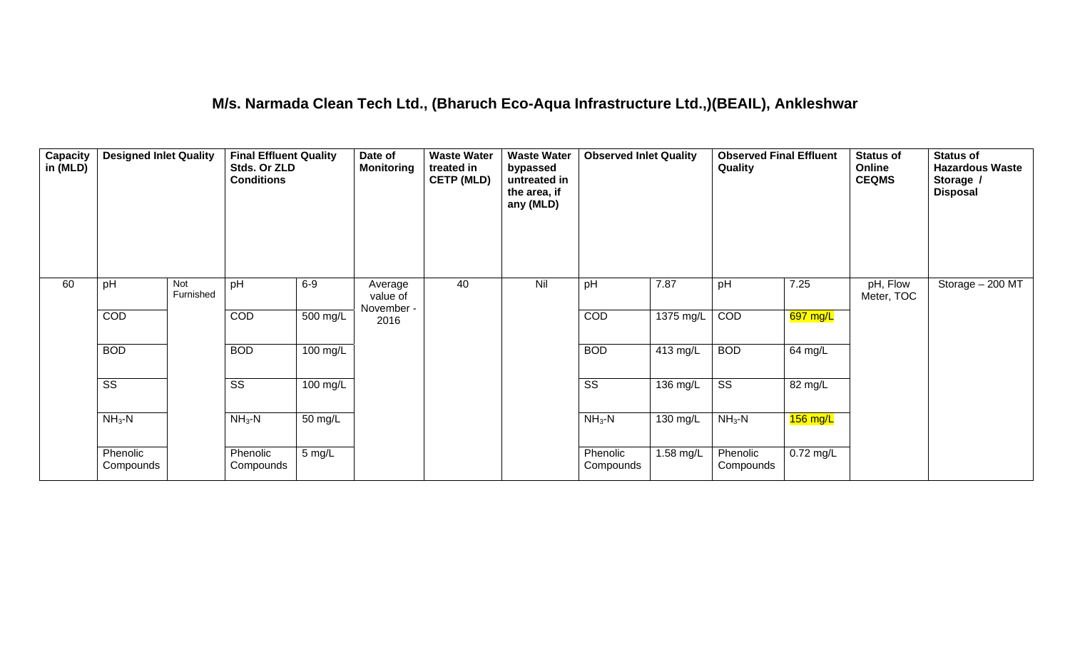## M/s. Narmada Clean Tech Ltd., (Bharuch Eco-Aqua Infrastructure Ltd.,)(BEAIL), Ankleshwar

| Capacity in (MLD) | Designed Inlet Quality | | Final Effluent Quality Stds. Or ZLD Conditions | | Date of Monitoring | Waste Water treated in CETP (MLD) | Waste Water bypassed untreated in the area, if any (MLD) | Observed Inlet Quality | | Observed Final Effluent Quality | | Status of Online CEQMS | Status of Hazardous Waste Storage / Disposal |
|---|---|---|---|---|---|---|---|---|---|---|---|---|---|
| 60 | pH | Not Furnished | pH | 6-9 | Average value of November - 2016 | 40 | Nil | pH | 7.87 | pH | 7.25 | pH, Flow Meter, TOC | Storage – 200 MT |
| | COD | | COD | 500 mg/L | | | | COD | 1375 mg/L | COD | 697 mg/L | | |
| | BOD | | BOD | 100 mg/L | | | | BOD | 413 mg/L | BOD | 64 mg/L | | |
| | SS | | SS | 100 mg/L | | | | SS | 136 mg/L | SS | 82 mg/L | | |
| | $NH_3$-N | | $NH_3$-N | 50 mg/L | | | | $NH_3$-N | 130 mg/L | $NH_3$-N | 156 mg/L | | |
| | Phenolic Compounds | | Phenolic Compounds | 5 mg/L | | | | Phenolic Compounds | 1.58 mg/L | Phenolic Compounds | 0.72 mg/L | | |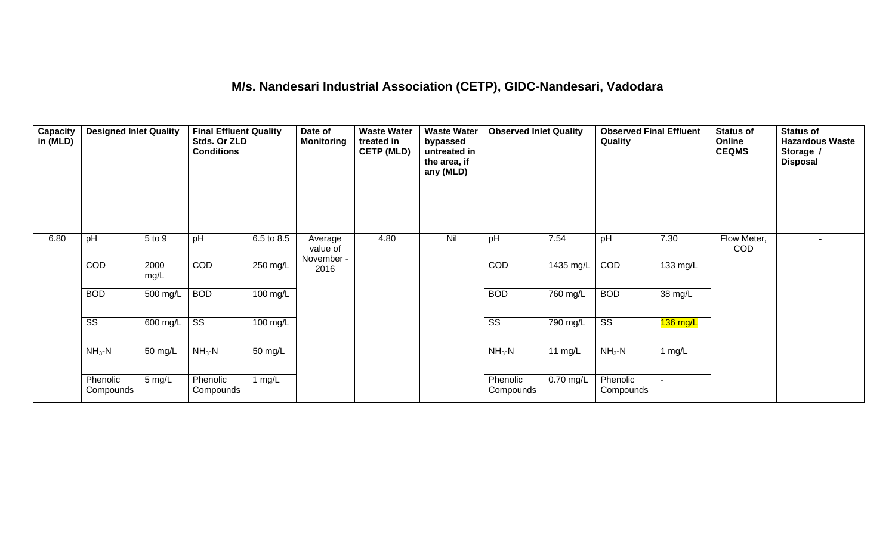## M/s. Nandesari Industrial Association (CETP), GIDC-Nandesari, Vadodara

| Capacity in (MLD) | Designed Inlet Quality | | Final Effluent Quality Stds. Or ZLD Conditions | | Date of Monitoring | Waste Water treated in CETP (MLD) | Waste Water bypassed untreated in the area, if any (MLD) | Observed Inlet Quality | | Observed Final Effluent Quality | | Status of Online CEQMS | Status of Hazardous Waste Storage / Disposal |
|---|---|---|---|---|---|---|---|---|---|---|---|---|---|
| 6.80 | pH | 5 to 9 | pH | 6.5 to 8.5 | Average value of November - 2016 | 4.80 | Nil | pH | 7.54 | pH | 7.30 | Flow Meter, COD | - |
| | COD | 2000 mg/L | COD | 250 mg/L | | | | COD | 1435 mg/L | COD | 133 mg/L | | |
| | BOD | 500 mg/L | BOD | 100 mg/L | | | | BOD | 760 mg/L | BOD | 38 mg/L | | |
| | SS | 600 mg/L | SS | 100 mg/L | | | | SS | 790 mg/L | SS | 136 mg/L | | |
| | $NH_3$-N | 50 mg/L | $NH_3$-N | 50 mg/L | | | | $NH_3$-N | 11 mg/L | $NH_3$-N | 1 mg/L | | |
| | Phenolic Compounds | 5 mg/L | Phenolic Compounds | 1 mg/L | | | | Phenolic Compounds | 0.70 mg/L | Phenolic Compounds | - | | |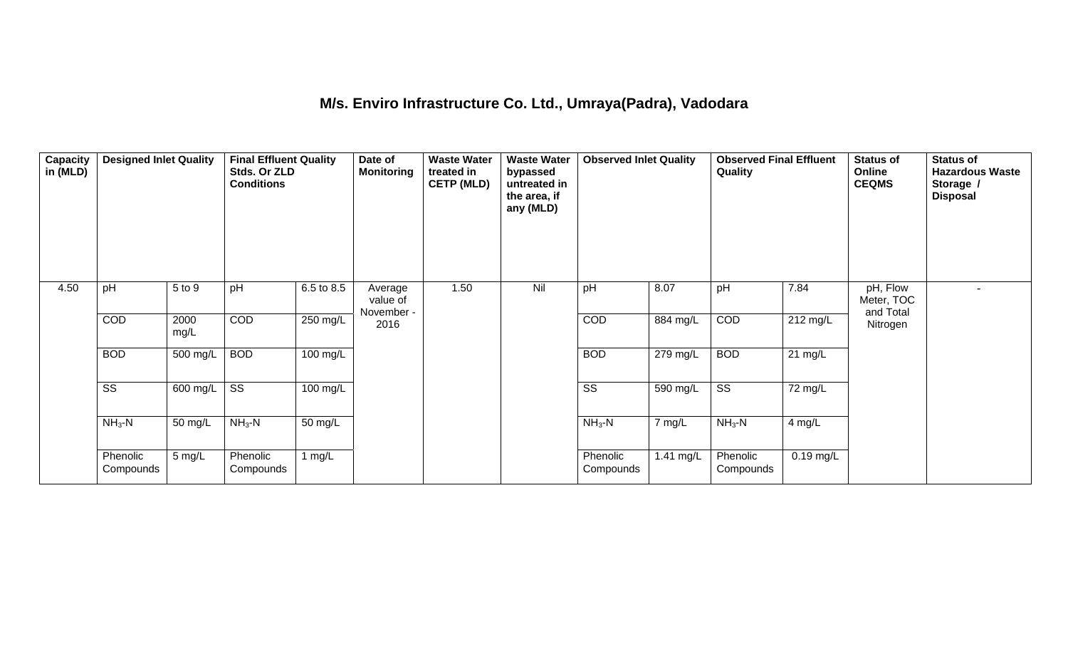## M/s. Enviro Infrastructure Co. Ltd., Umraya(Padra), Vadodara

| Capacity in (MLD) | Designed Inlet Quality | | Final Effluent Quality Stds. Or ZLD Conditions | | Date of Monitoring | Waste Water treated in CETP (MLD) | Waste Water bypassed untreated in the area, if any (MLD) | Observed Inlet Quality | | Observed Final Effluent Quality | | Status of Online CEQMS | Status of Hazardous Waste Storage / Disposal |
|---|---|---|---|---|---|---|---|---|---|---|---|---|---|
| 4.50 | pH | 5 to 9 | pH | 6.5 to 8.5 | Average value of November - 2016 | 1.50 | Nil | pH | 8.07 | pH | 7.84 | pH, Flow Meter, TOC and Total Nitrogen | - |
| | COD | 2000 mg/L | COD | 250 mg/L | | | | COD | 884 mg/L | COD | 212 mg/L | | |
| | BOD | 500 mg/L | BOD | 100 mg/L | | | | BOD | 279 mg/L | BOD | 21 mg/L | | |
| | SS | 600 mg/L | SS | 100 mg/L | | | | SS | 590 mg/L | SS | 72 mg/L | | |
| | $NH_3$-N | 50 mg/L | $NH_3$-N | 50 mg/L | | | | $NH_3$-N | 7 mg/L | $NH_3$-N | 4 mg/L | | |
| | Phenolic Compounds | 5 mg/L | Phenolic Compounds | 1 mg/L | | | | Phenolic Compounds | 1.41 mg/L | Phenolic Compounds | 0.19 mg/L | | |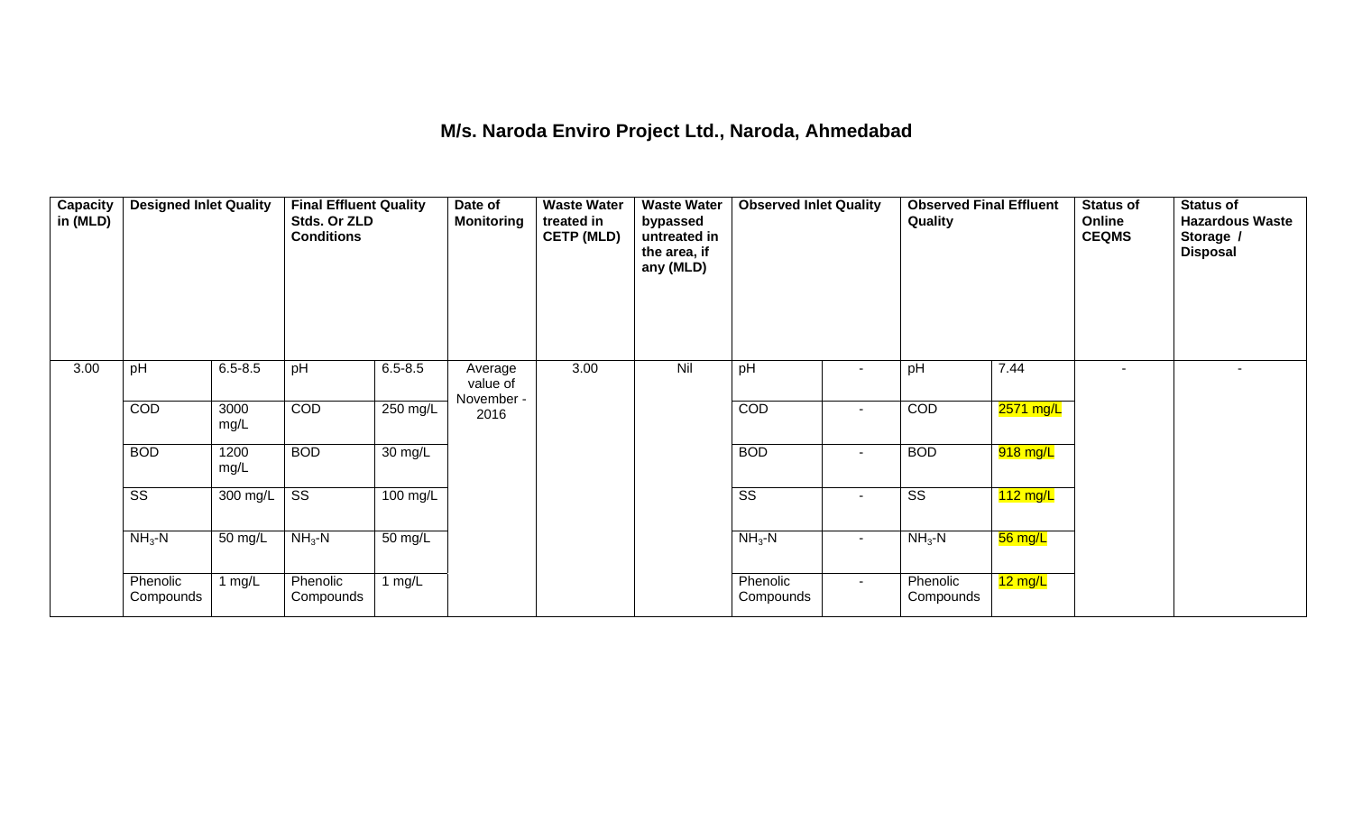# M/s. Naroda Enviro Project Ltd., Naroda, Ahmedabad

| Capacity in (MLD) | Designed Inlet Quality | | Final Effluent Quality Stds. Or ZLD Conditions | | Date of Monitoring | Waste Water treated in CETP (MLD) | Waste Water bypassed untreated in the area, if any (MLD) | Observed Inlet Quality | | Observed Final Effluent Quality | | Status of Online CEQMS | Status of Hazardous Waste Storage / Disposal |
|---|---|---|---|---|---|---|---|---|---|---|---|---|---|
| 3.00 | pH | 6.5-8.5 | pH | 6.5-8.5 | Average value of November - 2016 | 3.00 | Nil | pH | - | pH | 7.44 | - | - |
| | COD | 3000 mg/L | COD | 250 mg/L | | | | COD | - | COD | 2571 mg/L | | |
| | BOD | 1200 mg/L | BOD | 30 mg/L | | | | BOD | - | BOD | 918 mg/L | | |
| | SS | 300 mg/L | SS | 100 mg/L | | | | SS | - | SS | 112 mg/L | | |
| | $NH_3$-N | 50 mg/L | $NH_3$-N | 50 mg/L | | | | $NH_3$-N | - | $NH_3$-N | 56 mg/L | | |
| | Phenolic Compounds | 1 mg/L | Phenolic Compounds | 1 mg/L | | | | Phenolic Compounds | - | Phenolic Compounds | 12 mg/L | | |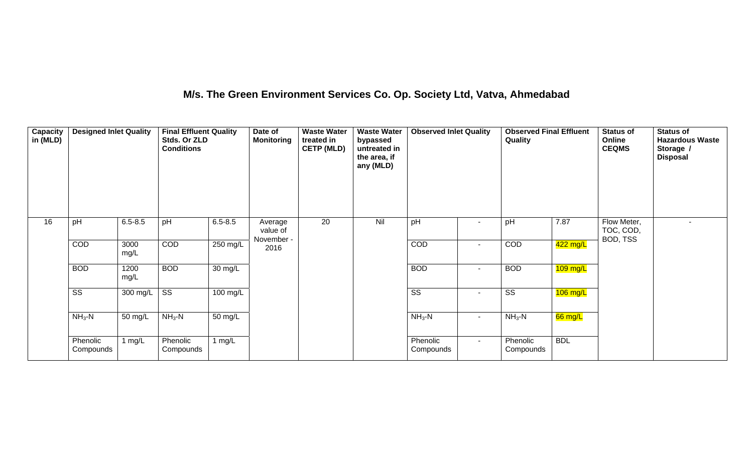# M/s. The Green Environment Services Co. Op. Society Ltd, Vatva, Ahmedabad

| Capacity in (MLD) | Designed Inlet Quality | | Final Effluent Quality Stds. Or ZLD Conditions | | Date of Monitoring | Waste Water treated in CETP (MLD) | Waste Water bypassed untreated in the area, if any (MLD) | Observed Inlet Quality | | Observed Final Effluent Quality | | Status of Online CEQMS | Status of Hazardous Waste Storage / Disposal |
|---|---|---|---|---|---|---|---|---|---|---|---|---|---|
| 16 | pH | 6.5-8.5 | pH | 6.5-8.5 | Average value of November - 2016 | 20 | Nil | pH | - | pH | 7.87 | Flow Meter, TOC, COD, BOD, TSS | - |
| | COD | 3000 mg/L | COD | 250 mg/L | | | | COD | - | COD | 422 mg/L | | |
| | BOD | 1200 mg/L | BOD | 30 mg/L | | | | BOD | - | BOD | 109 mg/L | | |
| | SS | 300 mg/L | SS | 100 mg/L | | | | SS | - | SS | 106 mg/L | | |
| | $NH_3$-N | 50 mg/L | $NH_3$-N | 50 mg/L | | | | $NH_3$-N | - | $NH_3$-N | 66 mg/L | | |
| | Phenolic Compounds | 1 mg/L | Phenolic Compounds | 1 mg/L | | | | Phenolic Compounds | - | Phenolic Compounds | BDL | | |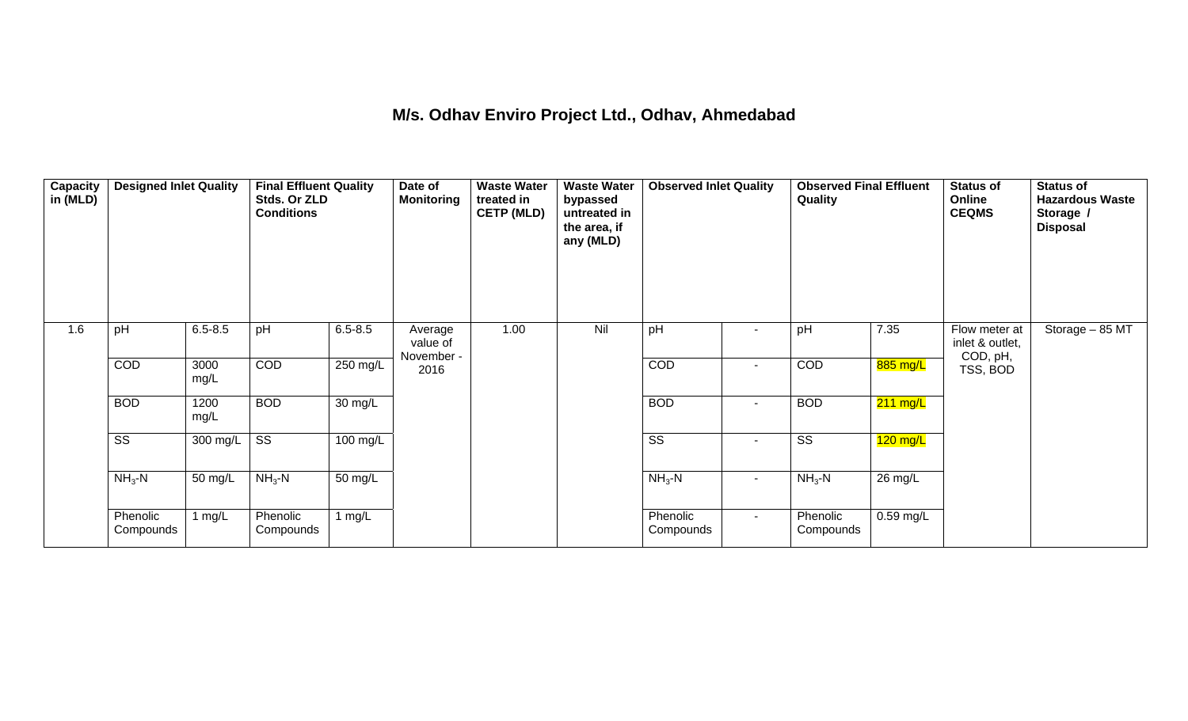# M/s. Odhav Enviro Project Ltd., Odhav, Ahmedabad

| Capacity in (MLD) | Designed Inlet Quality | | Final Effluent Quality Stds. Or ZLD Conditions | | Date of Monitoring | Waste Water treated in CETP (MLD) | Waste Water bypassed untreated in the area, if any (MLD) | Observed Inlet Quality | | Observed Final Effluent Quality | | Status of Online CEQMS | Status of Hazardous Waste Storage / Disposal |
|---|---|---|---|---|---|---|---|---|---|---|---|---|---|
| 1.6 | pH | 6.5-8.5 | pH | 6.5-8.5 | Average value of November - 2016 | 1.00 | Nil | pH | - | pH | 7.35 | Flow meter at inlet & outlet, COD, pH, TSS, BOD | Storage – 85 MT |
| | COD | 3000 mg/L | COD | 250 mg/L | | | | COD | - | COD | 885 mg/L | | |
| | BOD | 1200 mg/L | BOD | 30 mg/L | | | | BOD | - | BOD | 211 mg/L | | |
| | SS | 300 mg/L | SS | 100 mg/L | | | | SS | - | SS | 120 mg/L | | |
| | $NH_3$-N | 50 mg/L | $NH_3$-N | 50 mg/L | | | | $NH_3$-N | - | $NH_3$-N | 26 mg/L | | |
| | Phenolic Compounds | 1 mg/L | Phenolic Compounds | 1 mg/L | | | | Phenolic Compounds | - | Phenolic Compounds | 0.59 mg/L | | |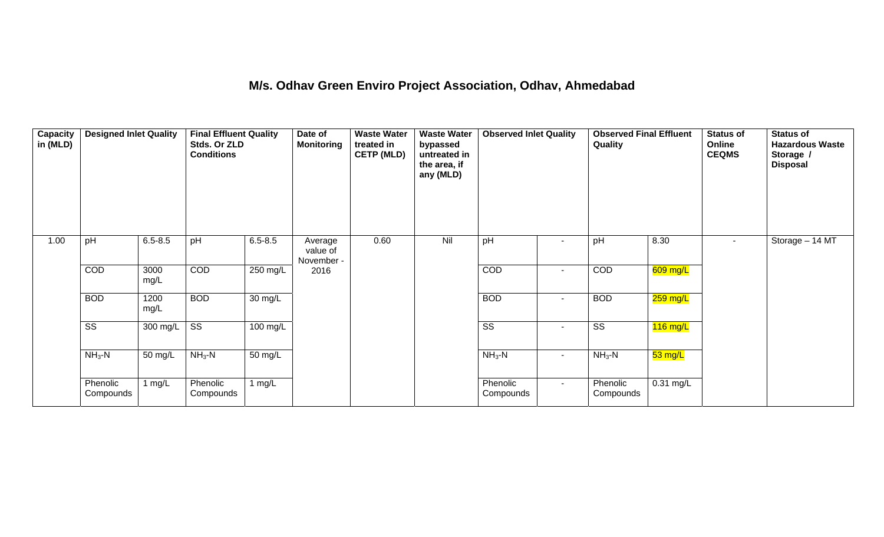# M/s. Odhav Green Enviro Project Association, Odhav, Ahmedabad

| Capacity in (MLD) | Designed Inlet Quality | | Final Effluent Quality Stds. Or ZLD Conditions | | Date of Monitoring | Waste Water treated in CETP (MLD) | Waste Water bypassed untreated in the area, if any (MLD) | Observed Inlet Quality | | Observed Final Effluent Quality | | Status of Online CEQMS | Status of Hazardous Waste Storage / Disposal |
|---|---|---|---|---|---|---|---|---|---|---|---|---|---|
| 1.00 | pH | 6.5-8.5 | pH | 6.5-8.5 | Average value of November - 2016 | 0.60 | Nil | pH | - | pH | 8.30 | - | Storage – 14 MT |
| | COD | 3000 mg/L | COD | 250 mg/L | | | | COD | - | COD | 609 mg/L | | |
| | BOD | 1200 mg/L | BOD | 30 mg/L | | | | BOD | - | BOD | 259 mg/L | | |
| | SS | 300 mg/L | SS | 100 mg/L | | | | SS | - | SS | 116 mg/L | | |
| | $NH_3$-N | 50 mg/L | $NH_3$-N | 50 mg/L | | | | $NH_3$-N | - | $NH_3$-N | 53 mg/L | | |
| | Phenolic Compounds | 1 mg/L | Phenolic Compounds | 1 mg/L | | | | Phenolic Compounds | - | Phenolic Compounds | 0.31 mg/L | | |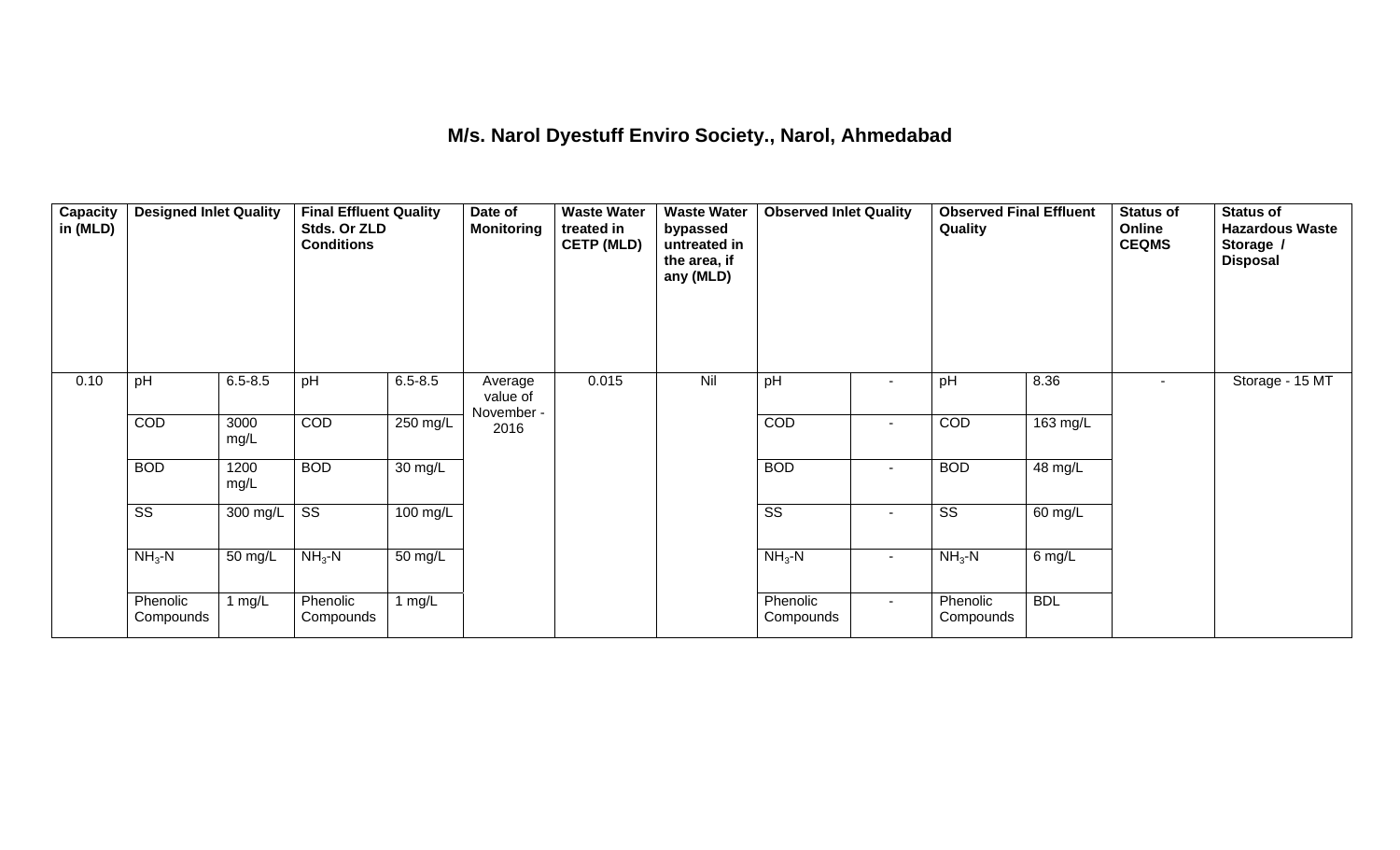# M/s. Narol Dyestuff Enviro Society., Narol, Ahmedabad

| Capacity in (MLD) | Designed Inlet Quality | | Final Effluent Quality Stds. Or ZLD Conditions | | Date of Monitoring | Waste Water treated in CETP (MLD) | Waste Water bypassed untreated in the area, if any (MLD) | Observed Inlet Quality | | Observed Final Effluent Quality | | Status of Online CEQMS | Status of Hazardous Waste Storage / Disposal |
|---|---|---|---|---|---|---|---|---|---|---|---|---|---|
| 0.10 | pH | 6.5-8.5 | pH | 6.5-8.5 | Average value of November - 2016 | 0.015 | Nil | pH | - | pH | 8.36 | - | Storage - 15 MT |
| | COD | 3000 mg/L | COD | 250 mg/L | | | | COD | - | COD | 163 mg/L | | |
| | BOD | 1200 mg/L | BOD | 30 mg/L | | | | BOD | - | BOD | 48 mg/L | | |
| | SS | 300 mg/L | SS | 100 mg/L | | | | SS | - | SS | 60 mg/L | | |
| | $NH_3$-N | 50 mg/L | $NH_3$-N | 50 mg/L | | | | $NH_3$-N | - | $NH_3$-N | 6 mg/L | | |
| | Phenolic Compounds | 1 mg/L | Phenolic Compounds | 1 mg/L | | | | Phenolic Compounds | - | Phenolic Compounds | BDL | | |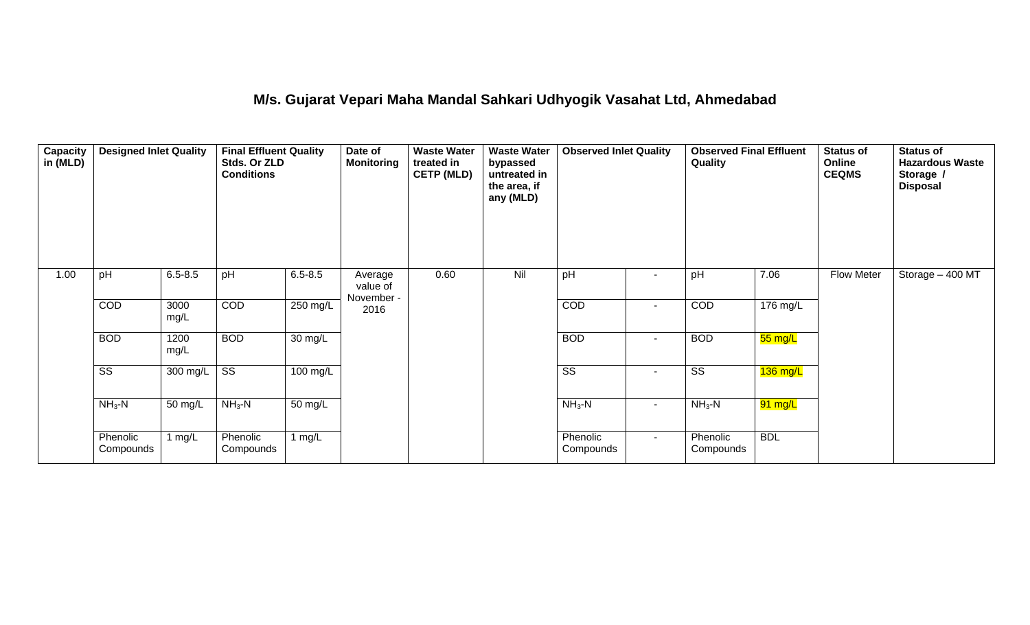# M/s. Gujarat Vepari Maha Mandal Sahkari Udhyogik Vasahat Ltd, Ahmedabad

| Capacity in (MLD) | Designed Inlet Quality | | Final Effluent Quality Stds. Or ZLD Conditions | | Date of Monitoring | Waste Water treated in CETP (MLD) | Waste Water bypassed untreated in the area, if any (MLD) | Observed Inlet Quality | | Observed Final Effluent Quality | | Status of Online CEQMS | Status of Hazardous Waste Storage / Disposal |
|---|---|---|---|---|---|---|---|---|---|---|---|---|---|
| 1.00 | pH | 6.5-8.5 | pH | 6.5-8.5 | Average value of November - 2016 | 0.60 | Nil | pH | - | pH | 7.06 | Flow Meter | Storage – 400 MT |
| | COD | 3000 mg/L | COD | 250 mg/L | | | | COD | - | COD | 176 mg/L | | |
| | BOD | 1200 mg/L | BOD | 30 mg/L | | | | BOD | - | BOD | 55 mg/L | | |
| | SS | 300 mg/L | SS | 100 mg/L | | | | SS | - | SS | 136 mg/L | | |
| | $NH_3$-N | 50 mg/L | $NH_3$-N | 50 mg/L | | | | $NH_3$-N | - | $NH_3$-N | 91 mg/L | | |
| | Phenolic Compounds | 1 mg/L | Phenolic Compounds | 1 mg/L | | | | Phenolic Compounds | - | Phenolic Compounds | BDL | | |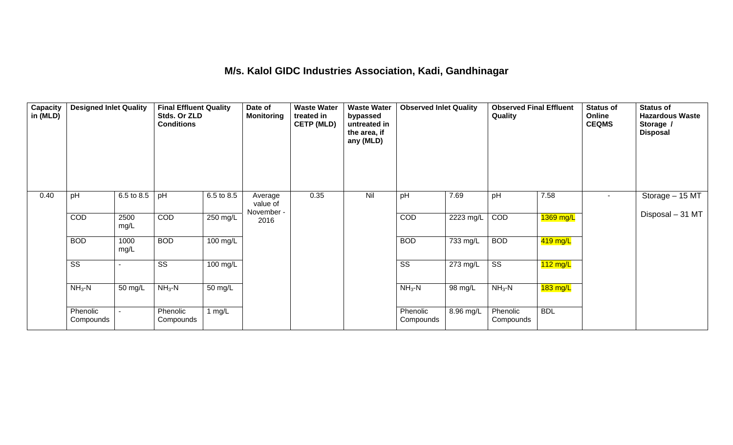## M/s. Kalol GIDC Industries Association, Kadi, Gandhinagar

| Capacity in (MLD) | Designed Inlet Quality | | Final Effluent Quality Stds. Or ZLD Conditions | | Date of Monitoring | Waste Water treated in CETP (MLD) | Waste Water bypassed untreated in the area, if any (MLD) | Observed Inlet Quality | | Observed Final Effluent Quality | | Status of Online CEQMS | Status of Hazardous Waste Storage / Disposal |
|---|---|---|---|---|---|---|---|---|---|---|---|---|---|
| 0.40 | pH | 6.5 to 8.5 | pH | 6.5 to 8.5 | Average value of November - 2016 | 0.35 | Nil | pH | 7.69 | pH | 7.58 | - | Storage – 15 MT<br>Disposal – 31 MT |
| | COD | 2500 mg/L | COD | 250 mg/L | | | | COD | 2223 mg/L | COD | 1369 mg/L | | |
| | BOD | 1000 mg/L | BOD | 100 mg/L | | | | BOD | 733 mg/L | BOD | 419 mg/L | | |
| | SS | - | SS | 100 mg/L | | | | SS | 273 mg/L | SS | 112 mg/L | | |
| | $NH_3$-N | 50 mg/L | $NH_3$-N | 50 mg/L | | | | $NH_3$-N | 98 mg/L | $NH_3$-N | 183 mg/L | | |
| | Phenolic Compounds | - | Phenolic Compounds | 1 mg/L | | | | Phenolic Compounds | 8.96 mg/L | Phenolic Compounds | BDL | | |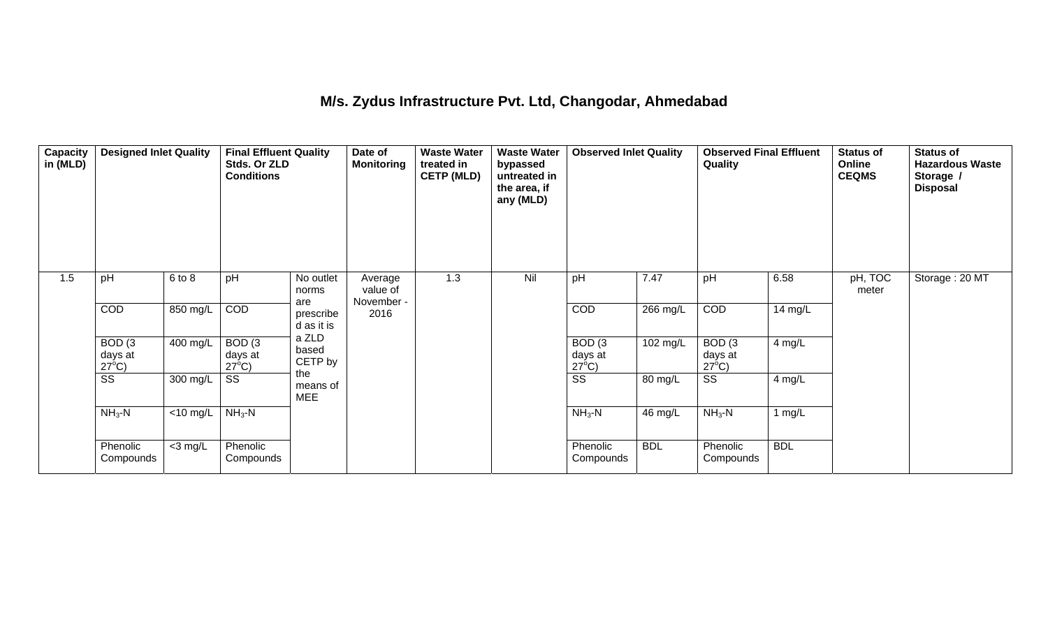## M/s. Zydus Infrastructure Pvt. Ltd, Changodar, Ahmedabad

| Capacity in (MLD) | Designed Inlet Quality | | Final Effluent Quality Stds. Or ZLD Conditions | | Date of Monitoring | Waste Water treated in CETP (MLD) | Waste Water bypassed untreated in the area, if any (MLD) | Observed Inlet Quality | | Observed Final Effluent Quality | | Status of Online CEQMS | Status of Hazardous Waste Storage / Disposal |
|---|---|---|---|---|---|---|---|---|---|---|---|---|---|
| 1.5 | pH | 6 to 8 | pH | No outlet norms are prescribed as it is a ZLD based CETP by the means of MEE | Average value of November - 2016 | 1.3 | Nil | pH | 7.47 | pH | 6.58 | pH, TOC meter | Storage : 20 MT |
| | COD | 850 mg/L | COD | | | | | COD | 266 mg/L | COD | 14 mg/L | | |
| | BOD (3 days at 27°C) | 400 mg/L | BOD (3 days at 27°C) | | | | | BOD (3 days at 27°C) | 102 mg/L | BOD (3 days at 27°C) | 4 mg/L | | |
| | SS | 300 mg/L | SS | | | | | SS | 80 mg/L | SS | 4 mg/L | | |
| | $NH_3$-N | <10 mg/L | $NH_3$-N | | | | | $NH_3$-N | 46 mg/L | $NH_3$-N | 1 mg/L | | |
| | Phenolic Compounds | <3 mg/L | Phenolic Compounds | | | | | Phenolic Compounds | BDL | Phenolic Compounds | BDL | | |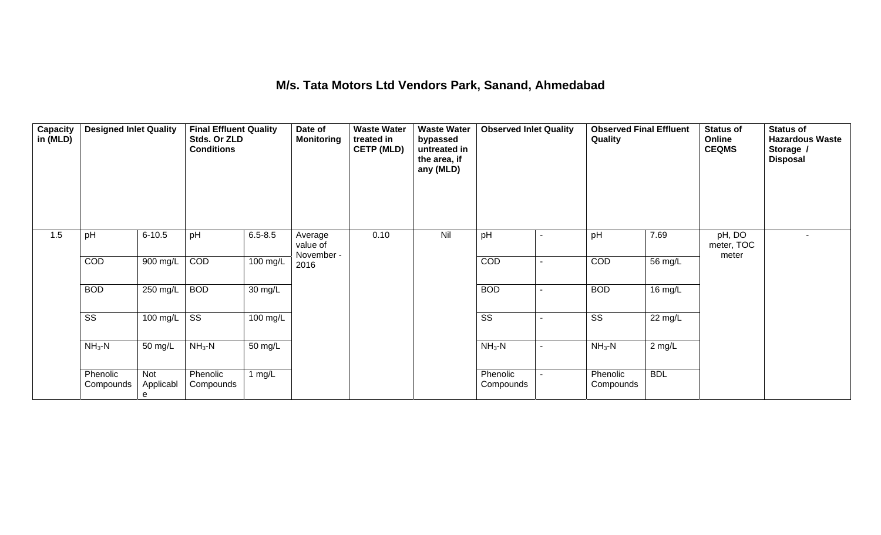## M/s. Tata Motors Ltd Vendors Park, Sanand, Ahmedabad

| Capacity in (MLD) | Designed Inlet Quality | | Final Effluent Quality Stds. Or ZLD Conditions | | Date of Monitoring | Waste Water treated in CETP (MLD) | Waste Water bypassed untreated in the area, if any (MLD) | Observed Inlet Quality | | Observed Final Effluent Quality | | Status of Online CEQMS | Status of Hazardous Waste Storage / Disposal |
|---|---|---|---|---|---|---|---|---|---|---|---|---|---|
| 1.5 | pH | 6-10.5 | pH | 6.5-8.5 | Average value of November - 2016 | 0.10 | Nil | pH | - | pH | 7.69 | pH, DO meter, TOC meter | - |
| | COD | 900 mg/L | COD | 100 mg/L | | | | COD | - | COD | 56 mg/L | | |
| | BOD | 250 mg/L | BOD | 30 mg/L | | | | BOD | - | BOD | 16 mg/L | | |
| | SS | 100 mg/L | SS | 100 mg/L | | | | SS | - | SS | 22 mg/L | | |
| | $NH_3$-N | 50 mg/L | $NH_3$-N | 50 mg/L | | | | $NH_3$-N | - | $NH_3$-N | 2 mg/L | | |
| | Phenolic Compounds | Not Applicable | Phenolic Compounds | 1 mg/L | | | | Phenolic Compounds | - | Phenolic Compounds | BDL | | |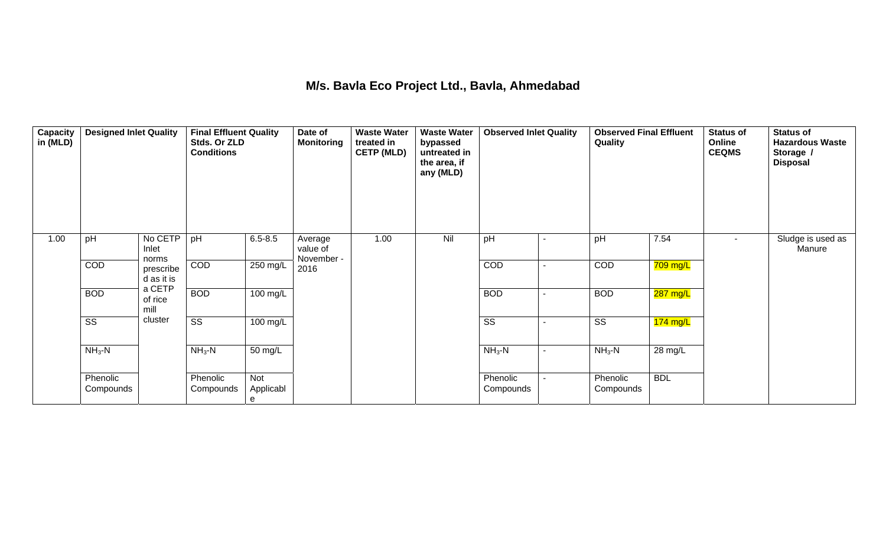## M/s. Bavla Eco Project Ltd., Bavla, Ahmedabad

| Capacity in (MLD) | Designed Inlet Quality | | Final Effluent Quality Stds. Or ZLD Conditions | | Date of Monitoring | Waste Water treated in CETP (MLD) | Waste Water bypassed untreated in the area, if any (MLD) | Observed Inlet Quality | | Observed Final Effluent Quality | | Status of Online CEQMS | Status of Hazardous Waste Storage / Disposal |
|---|---|---|---|---|---|---|---|---|---|---|---|---|---|
| 1.00 | pH | No CETP Inlet norms prescribed as it is a CETP of rice mill cluster | pH | 6.5-8.5 | Average value of November - 2016 | 1.00 | Nil | pH | - | pH | 7.54 | - | Sludge is used as Manure |
| | COD | | COD | 250 mg/L | | | | COD | - | COD | 709 mg/L | | |
| | BOD | | BOD | 100 mg/L | | | | BOD | - | BOD | 287 mg/L | | |
| | SS | | SS | 100 mg/L | | | | SS | - | SS | 174 mg/L | | |
| | $NH_3$-N | | $NH_3$-N | 50 mg/L | | | | $NH_3$-N | - | $NH_3$-N | 28 mg/L | | |
| | Phenolic Compounds | | Phenolic Compounds | Not Applicable | | | | Phenolic Compounds | - | Phenolic Compounds | BDL | | |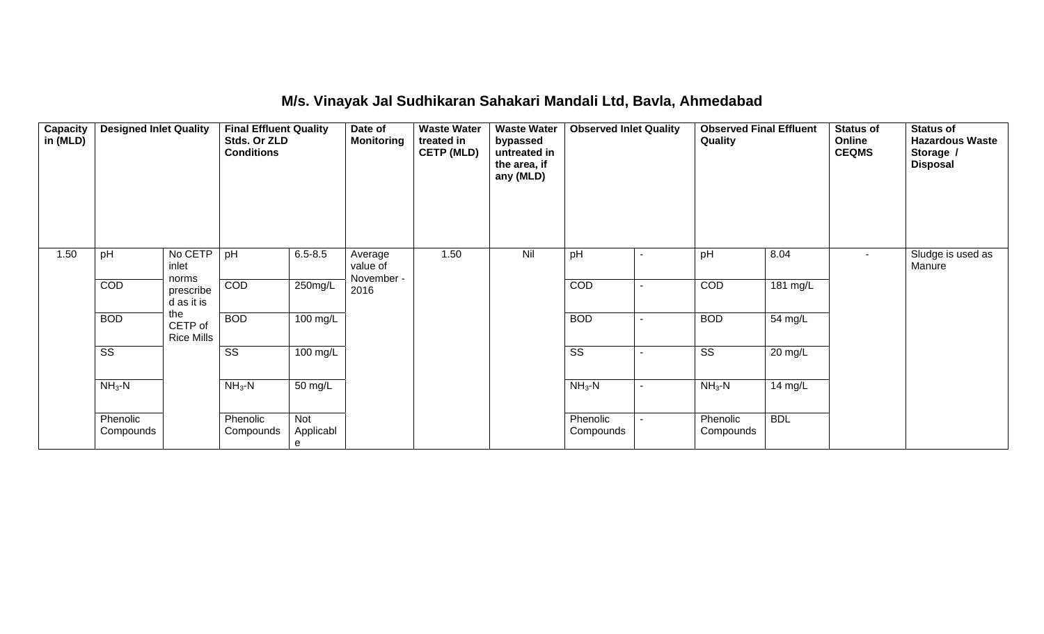# M/s. Vinayak Jal Sudhikaran Sahakari Mandali Ltd, Bavla, Ahmedabad

| Capacity in (MLD) | Designed Inlet Quality | | Final Effluent Quality Stds. Or ZLD Conditions | | Date of Monitoring | Waste Water treated in CETP (MLD) | Waste Water bypassed untreated in the area, if any (MLD) | Observed Inlet Quality | | Observed Final Effluent Quality | | Status of Online CEQMS | Status of Hazardous Waste Storage / Disposal |
|---|---|---|---|---|---|---|---|---|---|---|---|---|---|
| 1.50 | pH | No CETP inlet norms prescribed as it is the CETP of Rice Mills | pH | 6.5-8.5 | Average value of November - 2016 | 1.50 | Nil | pH | - | pH | 8.04 | - | Sludge is used as Manure |
| | COD | | COD | 250mg/L | | | | COD | - | COD | 181 mg/L | | |
| | BOD | | BOD | 100 mg/L | | | | BOD | - | BOD | 54 mg/L | | |
| | SS | | SS | 100 mg/L | | | | SS | - | SS | 20 mg/L | | |
| | $NH_3$-N | | $NH_3$-N | 50 mg/L | | | | $NH_3$-N | - | $NH_3$-N | 14 mg/L | | |
| | Phenolic Compounds | | Phenolic Compounds | Not Applicable | | | | Phenolic Compounds | - | Phenolic Compounds | BDL | | |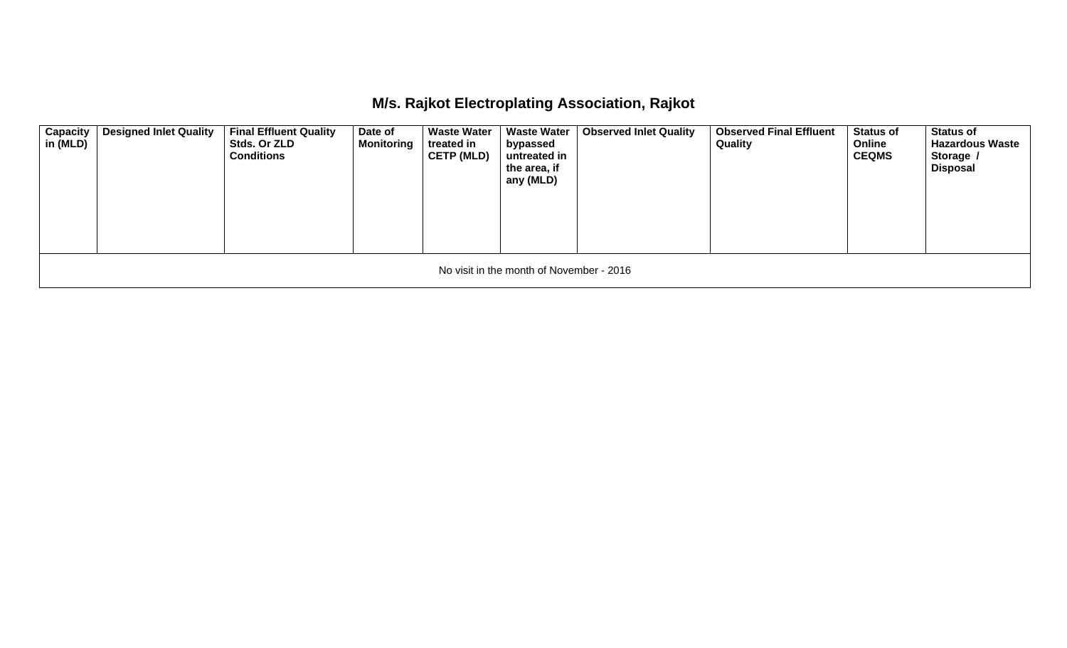## M/s. Rajkot Electroplating Association, Rajkot

| Capacity in (MLD) | Designed Inlet Quality | Final Effluent Quality Stds. Or ZLD Conditions | Date of Monitoring | Waste Water treated in CETP (MLD) | Waste Water bypassed untreated in the area, if any (MLD) | Observed Inlet Quality | Observed Final Effluent Quality | Status of Online CEQMS | Status of Hazardous Waste Storage / Disposal |
|---|---|---|---|---|---|---|---|---|---|
| No visit in the month of November - 2016 | | | | | | | | | |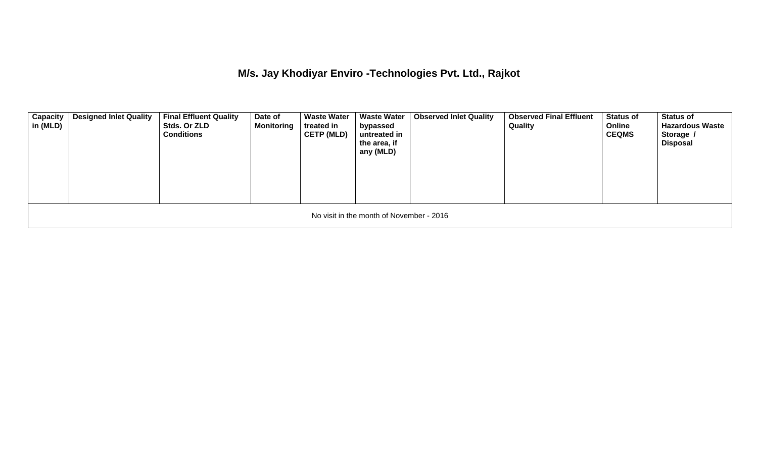### M/s. Jay Khodiyar Enviro -Technologies Pvt. Ltd., Rajkot

| Capacity in (MLD) | Designed Inlet Quality | Final Effluent Quality Stds. Or ZLD Conditions | Date of Monitoring | Waste Water treated in CETP (MLD) | Waste Water bypassed untreated in the area, if any (MLD) | Observed Inlet Quality | Observed Final Effluent Quality | Status of Online CEQMS | Status of Hazardous Waste Storage / Disposal |
|---|---|---|---|---|---|---|---|---|---|
| No visit in the month of November - 2016 | | | | | | | | | |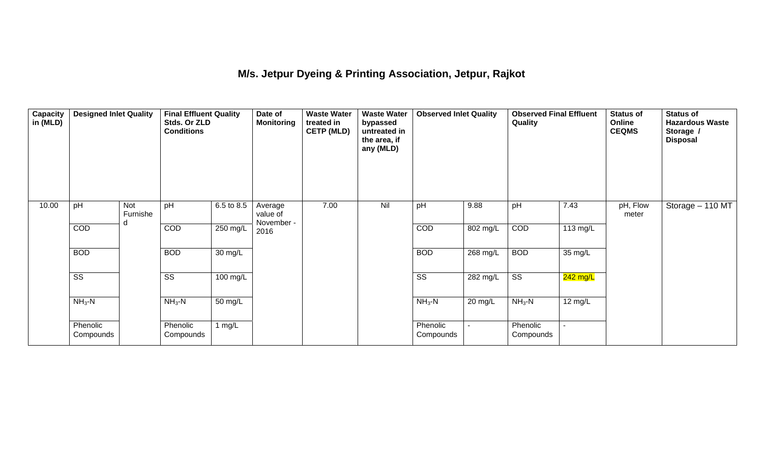# M/s. Jetpur Dyeing & Printing Association, Jetpur, Rajkot

| Capacity in (MLD) | Designed Inlet Quality | | Final Effluent Quality Stds. Or ZLD Conditions | | Date of Monitoring | Waste Water treated in CETP (MLD) | Waste Water bypassed untreated in the area, if any (MLD) | Observed Inlet Quality | | Observed Final Effluent Quality | | Status of Online CEQMS | Status of Hazardous Waste Storage / Disposal |
|---|---|---|---|---|---|---|---|---|---|---|---|---|---|
| 10.00 | pH | Not Furnished | pH | 6.5 to 8.5 | Average value of November - 2016 | 7.00 | Nil | pH | 9.88 | pH | 7.43 | pH, Flow meter | Storage – 110 MT |
| | COD | | COD | 250 mg/L | | | | COD | 802 mg/L | COD | 113 mg/L | | |
| | BOD | | BOD | 30 mg/L | | | | BOD | 268 mg/L | BOD | 35 mg/L | | |
| | SS | | SS | 100 mg/L | | | | SS | 282 mg/L | SS | 242 mg/L | | |
| | $NH_3$-N | | $NH_3$-N | 50 mg/L | | | | $NH_3$-N | 20 mg/L | $NH_3$-N | 12 mg/L | | |
| | Phenolic Compounds | | Phenolic Compounds | 1 mg/L | | | | Phenolic Compounds | - | Phenolic Compounds | - | | |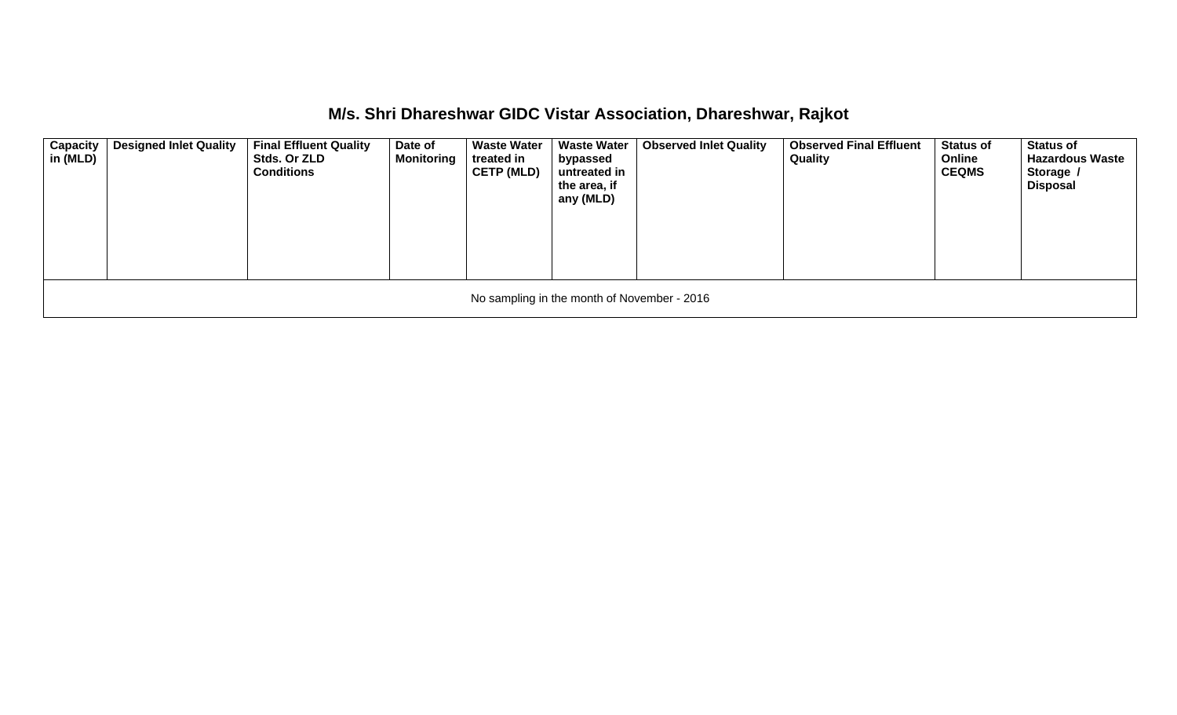## M/s. Shri Dhareshwar GIDC Vistar Association, Dhareshwar, Rajkot

| Capacity in (MLD) | Designed Inlet Quality | Final Effluent Quality Stds. Or ZLD Conditions | Date of Monitoring | Waste Water treated in CETP (MLD) | Waste Water bypassed untreated in the area, if any (MLD) | Observed Inlet Quality | Observed Final Effluent Quality | Status of Online CEQMS | Status of Hazardous Waste Storage / Disposal |
|---|---|---|---|---|---|---|---|---|---|
| No sampling in the month of November - 2016 | | | | | | | | | |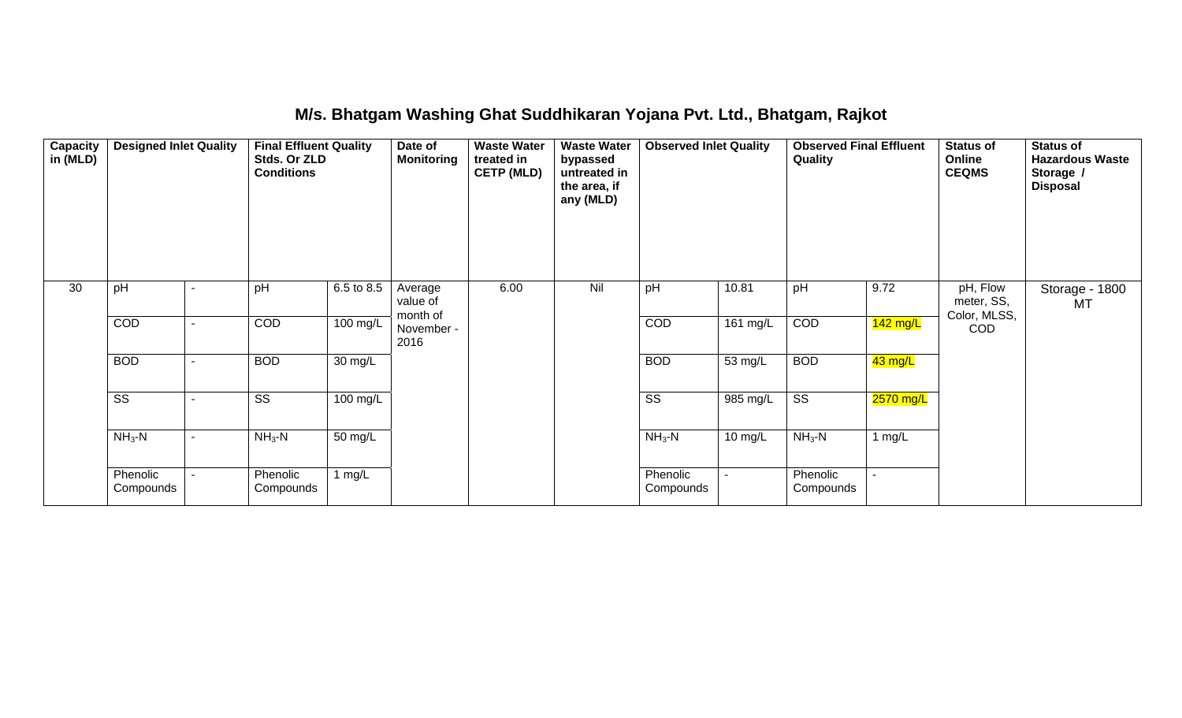# M/s. Bhatgam Washing Ghat Suddhikaran Yojana Pvt. Ltd., Bhatgam, Rajkot

| Capacity in (MLD) | Designed Inlet Quality | | Final Effluent Quality Stds. Or ZLD Conditions | | Date of Monitoring | Waste Water treated in CETP (MLD) | Waste Water bypassed untreated in the area, if any (MLD) | Observed Inlet Quality | | Observed Final Effluent Quality | | Status of Online CEQMS | Status of Hazardous Waste Storage / Disposal |
|---|---|---|---|---|---|---|---|---|---|---|---|---|---|
| 30 | pH | - | pH | 6.5 to 8.5 | Average value of month of November - 2016 | 6.00 | Nil | pH | 10.81 | pH | 9.72 | pH, Flow meter, SS, Color, MLSS, COD | Storage - 1800 MT |
| | COD | - | COD | 100 mg/L | | | | COD | 161 mg/L | COD | 142 mg/L | | |
| | BOD | - | BOD | 30 mg/L | | | | BOD | 53 mg/L | BOD | 43 mg/L | | |
| | SS | - | SS | 100 mg/L | | | | SS | 985 mg/L | SS | 2570 mg/L | | |
| | $NH_3$-N | - | $NH_3$-N | 50 mg/L | | | | $NH_3$-N | 10 mg/L | $NH_3$-N | 1 mg/L | | |
| | Phenolic Compounds | - | Phenolic Compounds | 1 mg/L | | | | Phenolic Compounds | - | Phenolic Compounds | - | | |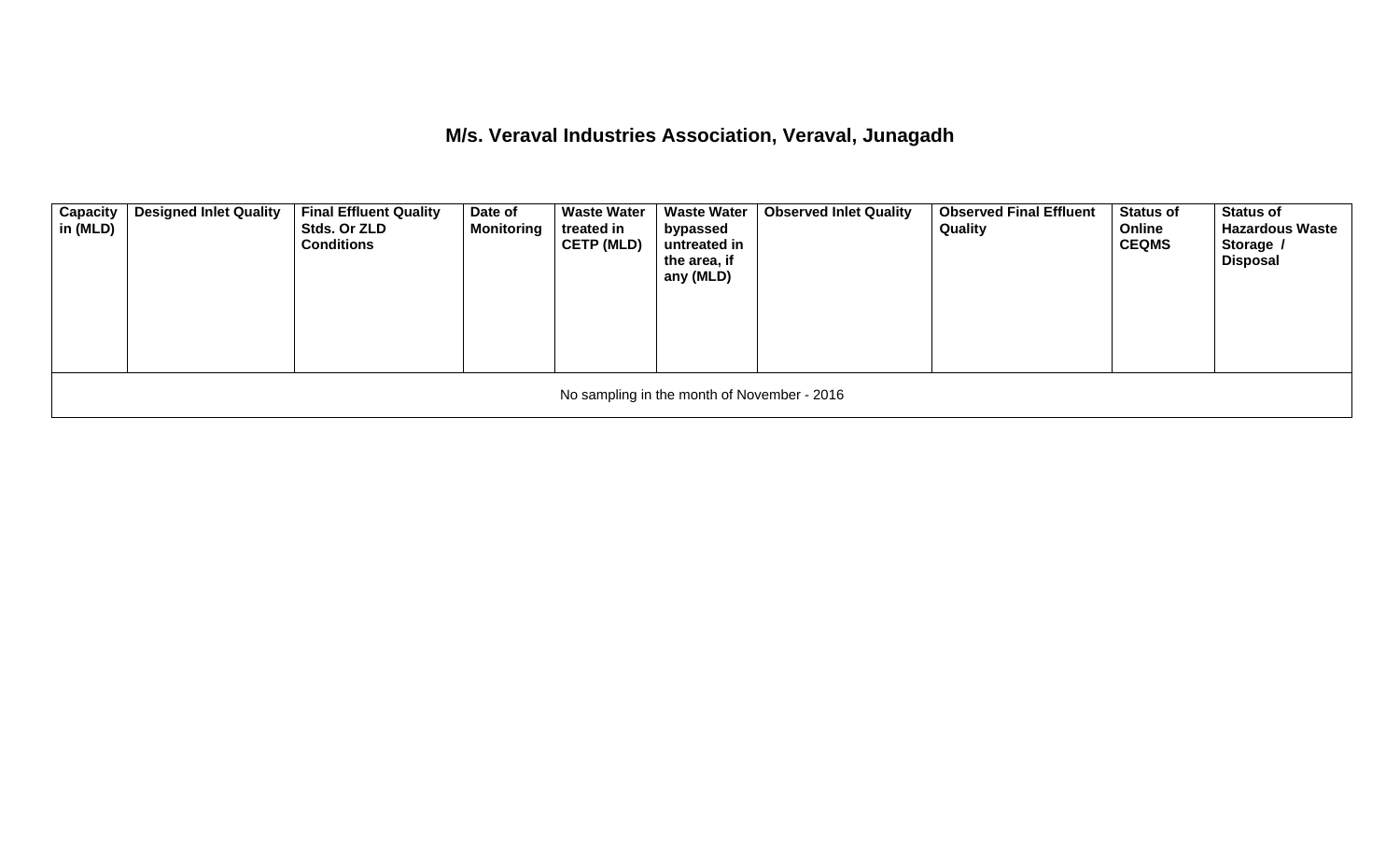# M/s. Veraval Industries Association, Veraval, Junagadh

| Capacity in (MLD) | Designed Inlet Quality | Final Effluent Quality Stds. Or ZLD Conditions | Date of Monitoring | Waste Water treated in CETP (MLD) | Waste Water bypassed untreated in the area, if any (MLD) | Observed Inlet Quality | Observed Final Effluent Quality | Status of Online CEQMS | Status of Hazardous Waste Storage / Disposal |
|---|---|---|---|---|---|---|---|---|---|
| No sampling in the month of November - 2016 | | | | | | | | | |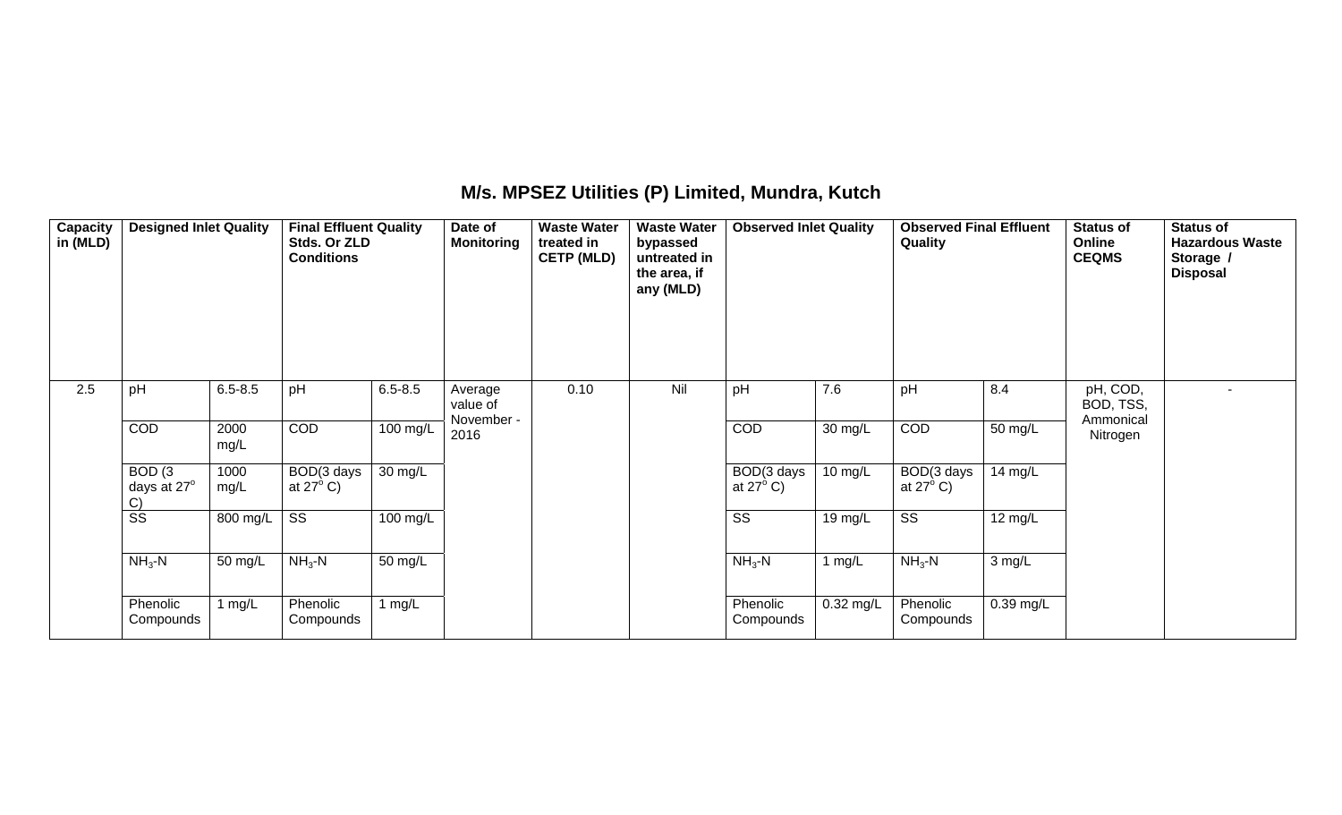## M/s. MPSEZ Utilities (P) Limited, Mundra, Kutch

| Capacity in (MLD) | Designed Inlet Quality | | Final Effluent Quality Stds. Or ZLD Conditions | | Date of Monitoring | Waste Water treated in CETP (MLD) | Waste Water bypassed untreated in the area, if any (MLD) | Observed Inlet Quality | | Observed Final Effluent Quality | | Status of Online CEQMS | Status of Hazardous Waste Storage / Disposal |
|---|---|---|---|---|---|---|---|---|---|---|---|---|---|
| 2.5 | pH | 6.5-8.5 | pH | 6.5-8.5 | Average value of November - 2016 | 0.10 | Nil | pH | 7.6 | pH | 8.4 | pH, COD, BOD, TSS, Ammonical Nitrogen | - |
| | COD | 2000 mg/L | COD | 100 mg/L | | | | COD | 30 mg/L | COD | 50 mg/L | | |
| | BOD (3 days at 27° C) | 1000 mg/L | BOD(3 days at 27° C) | 30 mg/L | | | | BOD(3 days at 27° C) | 10 mg/L | BOD(3 days at 27° C) | 14 mg/L | | |
| | SS | 800 mg/L | SS | 100 mg/L | | | | SS | 19 mg/L | SS | 12 mg/L | | |
| | $NH_3$-N | 50 mg/L | $NH_3$-N | 50 mg/L | | | | $NH_3$-N | 1 mg/L | $NH_3$-N | 3 mg/L | | |
| | Phenolic Compounds | 1 mg/L | Phenolic Compounds | 1 mg/L | | | | Phenolic Compounds | 0.32 mg/L | Phenolic Compounds | 0.39 mg/L | | |